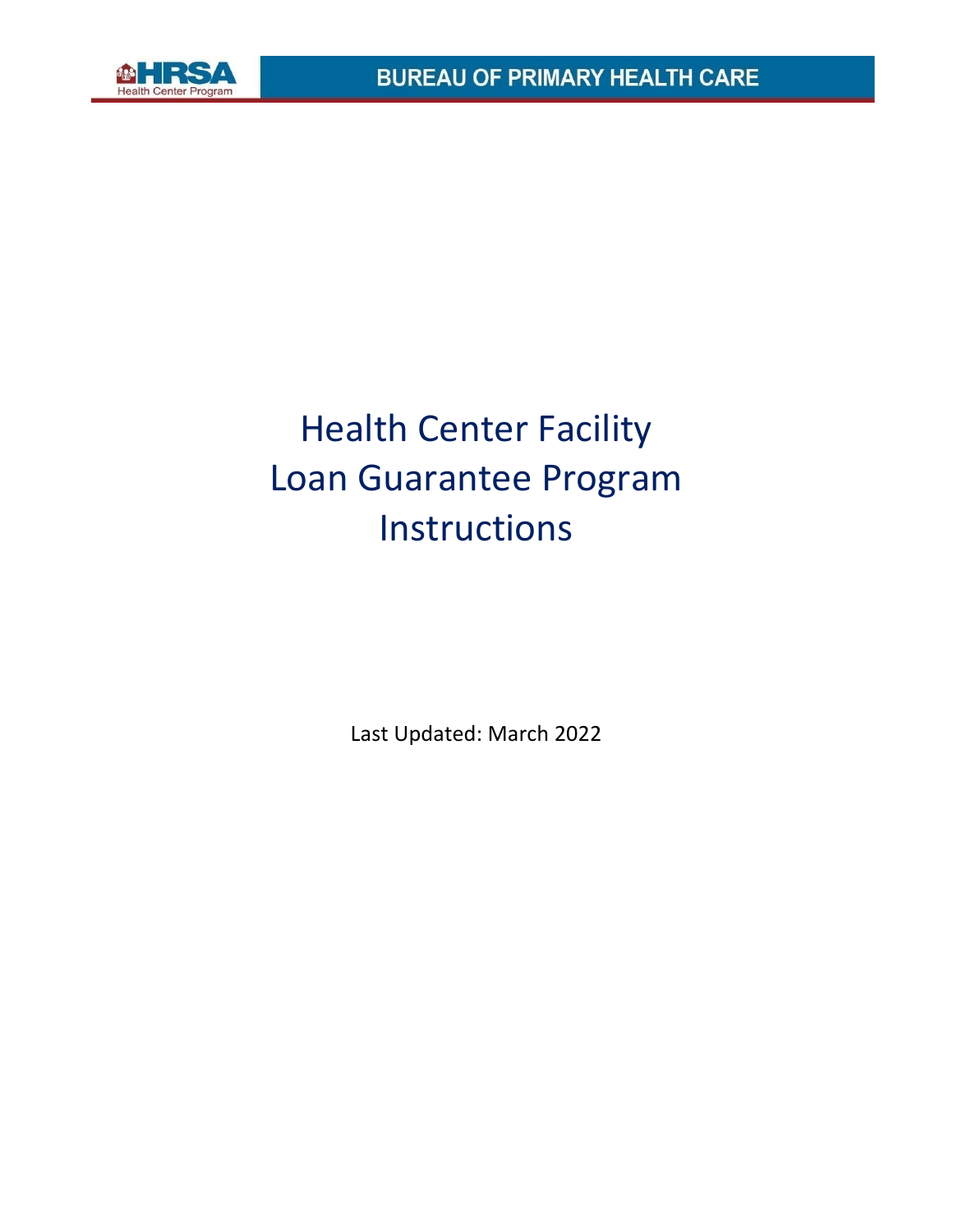# Health Center Facility Loan Guarantee Program Instructions

Last Updated: March 2022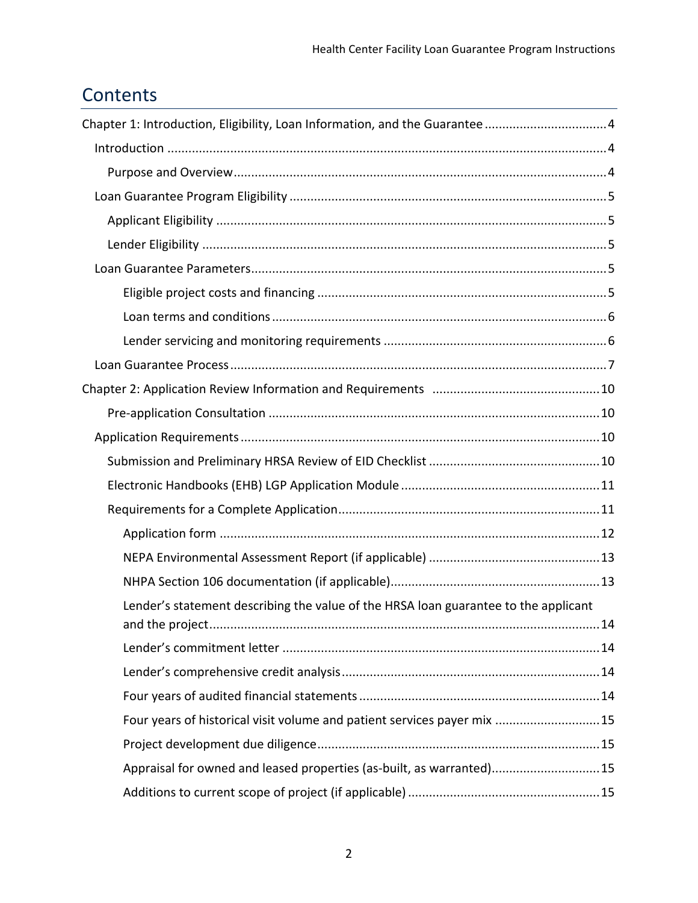# Contents

Chapter 1: Introduction, Eligibility, Loan Information, and the Guarantee ... 4

- Introduction ... 4
  - Purpose and Overview ... 4
- Loan Guarantee Program Eligibility ... 5
  - Applicant Eligibility ... 5
  - Lender Eligibility ... 5
- Loan Guarantee Parameters ... 5
  - Eligible project costs and financing ... 5
  - Loan terms and conditions ... 6
  - Lender servicing and monitoring requirements ... 6
- Loan Guarantee Process ... 7

Chapter 2: Application Review Information and Requirements ... 10

- Pre-application Consultation ... 10
- Application Requirements ... 10
  - Submission and Preliminary HRSA Review of EID Checklist ... 10
  - Electronic Handbooks (EHB) LGP Application Module ... 11
  - Requirements for a Complete Application ... 11
    - Application form ... 12
    - NEPA Environmental Assessment Report (if applicable) ... 13
    - NHPA Section 106 documentation (if applicable) ... 13
    - Lender's statement describing the value of the HRSA loan guarantee to the applicant and the project ... 14
    - Lender's commitment letter ... 14
    - Lender's comprehensive credit analysis ... 14
    - Four years of audited financial statements ... 14
    - Four years of historical visit volume and patient services payer mix ... 15
    - Project development due diligence ... 15
    - Appraisal for owned and leased properties (as-built, as warranted) ... 15
    - Additions to current scope of project (if applicable) ... 15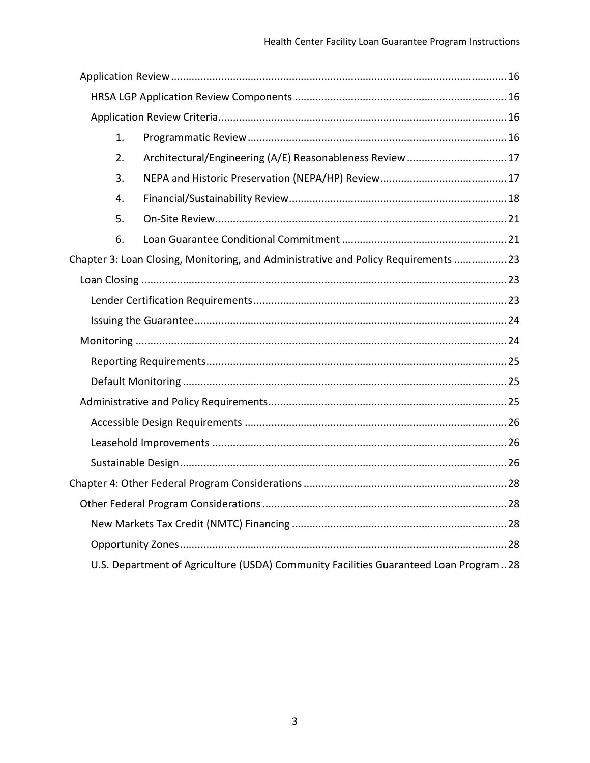- Application Review ..... 16
  - HRSA LGP Application Review Components ..... 16
  - Application Review Criteria ..... 16
    1. Programmatic Review ..... 16
    2. Architectural/Engineering (A/E) Reasonableness Review ..... 17
    3. NEPA and Historic Preservation (NEPA/HP) Review ..... 17
    4. Financial/Sustainability Review ..... 18
    5. On-Site Review ..... 21
    6. Loan Guarantee Conditional Commitment ..... 21

Chapter 3: Loan Closing, Monitoring, and Administrative and Policy Requirements ..... 23

- Loan Closing ..... 23
  - Lender Certification Requirements ..... 23
  - Issuing the Guarantee ..... 24
- Monitoring ..... 24
  - Reporting Requirements ..... 25
  - Default Monitoring ..... 25
- Administrative and Policy Requirements ..... 25
  - Accessible Design Requirements ..... 26
  - Leasehold Improvements ..... 26
  - Sustainable Design ..... 26

Chapter 4: Other Federal Program Considerations ..... 28

- Other Federal Program Considerations ..... 28
  - New Markets Tax Credit (NMTC) Financing ..... 28
  - Opportunity Zones ..... 28
  - U.S. Department of Agriculture (USDA) Community Facilities Guaranteed Loan Program ..... 28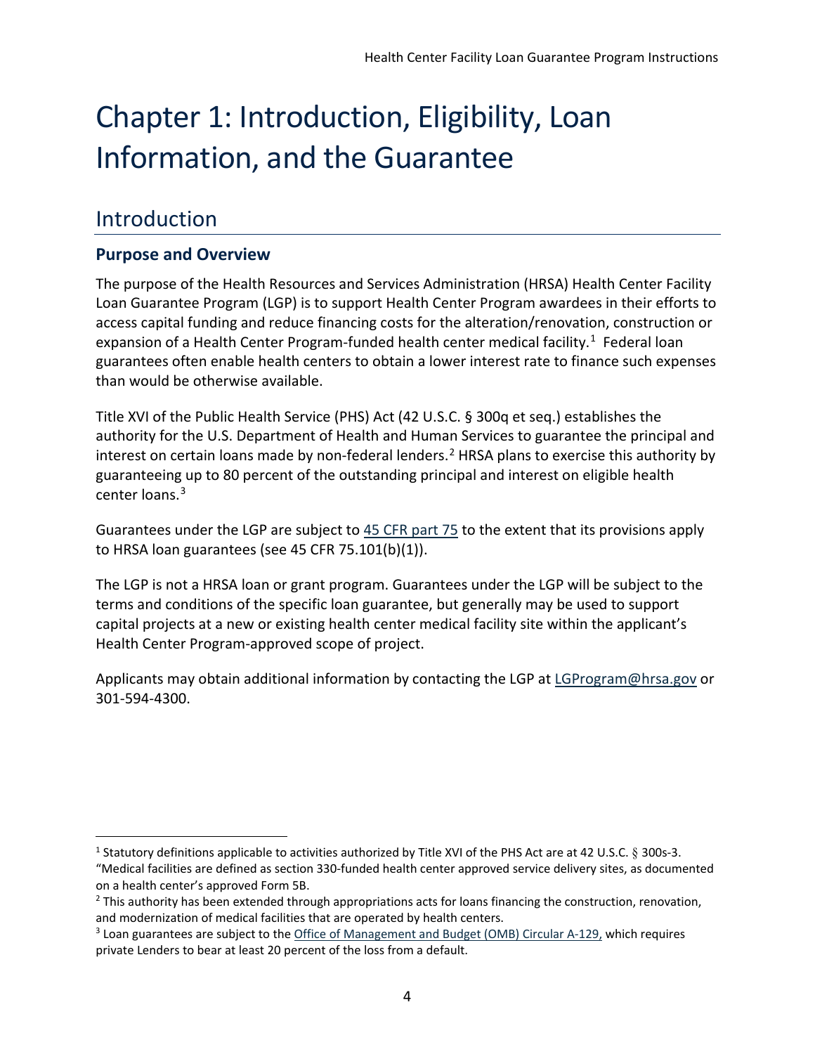# Chapter 1: Introduction, Eligibility, Loan Information, and the Guarantee

## Introduction

### Purpose and Overview

The purpose of the Health Resources and Services Administration (HRSA) Health Center Facility Loan Guarantee Program (LGP) is to support Health Center Program awardees in their efforts to access capital funding and reduce financing costs for the alteration/renovation, construction or expansion of a Health Center Program-funded health center medical facility.[1] Federal loan guarantees often enable health centers to obtain a lower interest rate to finance such expenses than would be otherwise available.

Title XVI of the Public Health Service (PHS) Act (42 U.S.C. § 300q et seq.) establishes the authority for the U.S. Department of Health and Human Services to guarantee the principal and interest on certain loans made by non-federal lenders.[2] HRSA plans to exercise this authority by guaranteeing up to 80 percent of the outstanding principal and interest on eligible health center loans.[3]

Guarantees under the LGP are subject to [45 CFR part 75](https://www.ecfr.gov/) to the extent that its provisions apply to HRSA loan guarantees (see 45 CFR 75.101(b)(1)).

The LGP is not a HRSA loan or grant program. Guarantees under the LGP will be subject to the terms and conditions of the specific loan guarantee, but generally may be used to support capital projects at a new or existing health center medical facility site within the applicant's Health Center Program-approved scope of project.

Applicants may obtain additional information by contacting the LGP at [LGProgram@hrsa.gov](mailto:LGProgram@hrsa.gov) or 301-594-4300.

---

[1] Statutory definitions applicable to activities authorized by Title XVI of the PHS Act are at 42 U.S.C. § 300s-3. "Medical facilities are defined as section 330-funded health center approved service delivery sites, as documented on a health center's approved Form 5B.

[2] This authority has been extended through appropriations acts for loans financing the construction, renovation, and modernization of medical facilities that are operated by health centers.

[3] Loan guarantees are subject to the Office of Management and Budget (OMB) Circular A-129, which requires private Lenders to bear at least 20 percent of the loss from a default.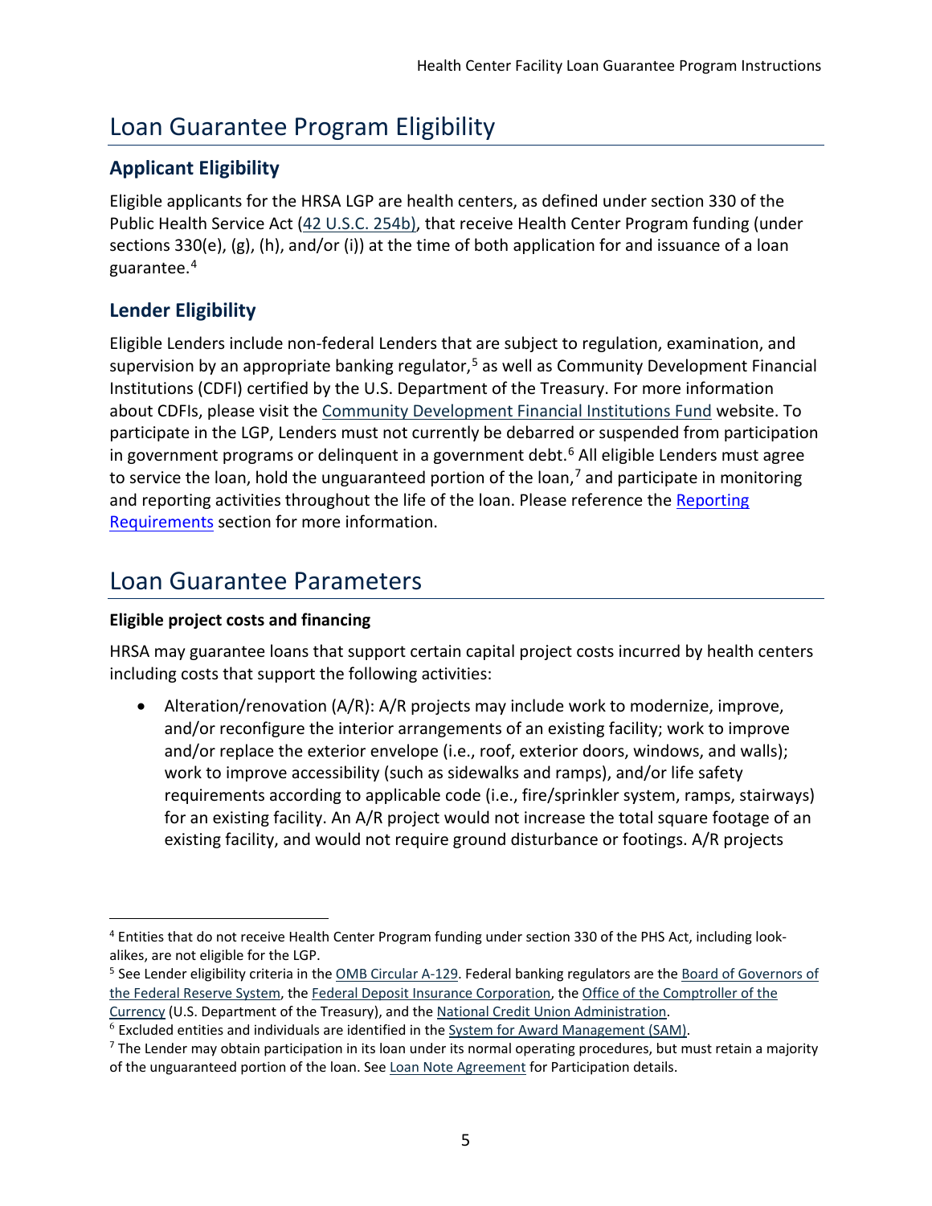# Loan Guarantee Program Eligibility

## Applicant Eligibility

Eligible applicants for the HRSA LGP are health centers, as defined under section 330 of the Public Health Service Act (42 U.S.C. 254b), that receive Health Center Program funding (under sections 330(e), (g), (h), and/or (i)) at the time of both application for and issuance of a loan guarantee.[4]

## Lender Eligibility

Eligible Lenders include non-federal Lenders that are subject to regulation, examination, and supervision by an appropriate banking regulator,[5] as well as Community Development Financial Institutions (CDFI) certified by the U.S. Department of the Treasury. For more information about CDFIs, please visit the Community Development Financial Institutions Fund website. To participate in the LGP, Lenders must not currently be debarred or suspended from participation in government programs or delinquent in a government debt.[6] All eligible Lenders must agree to service the loan, hold the unguaranteed portion of the loan,[7] and participate in monitoring and reporting activities throughout the life of the loan. Please reference the Reporting Requirements section for more information.

# Loan Guarantee Parameters

**Eligible project costs and financing**

HRSA may guarantee loans that support certain capital project costs incurred by health centers including costs that support the following activities:

- Alteration/renovation (A/R): A/R projects may include work to modernize, improve, and/or reconfigure the interior arrangements of an existing facility; work to improve and/or replace the exterior envelope (i.e., roof, exterior doors, windows, and walls); work to improve accessibility (such as sidewalks and ramps), and/or life safety requirements according to applicable code (i.e., fire/sprinkler system, ramps, stairways) for an existing facility. An A/R project would not increase the total square footage of an existing facility, and would not require ground disturbance or footings. A/R projects

[4] Entities that do not receive Health Center Program funding under section 330 of the PHS Act, including look-alikes, are not eligible for the LGP.

[5] See Lender eligibility criteria in the OMB Circular A-129. Federal banking regulators are the Board of Governors of the Federal Reserve System, the Federal Deposit Insurance Corporation, the Office of the Comptroller of the Currency (U.S. Department of the Treasury), and the National Credit Union Administration.

[6] Excluded entities and individuals are identified in the System for Award Management (SAM).

[7] The Lender may obtain participation in its loan under its normal operating procedures, but must retain a majority of the unguaranteed portion of the loan. See Loan Note Agreement for Participation details.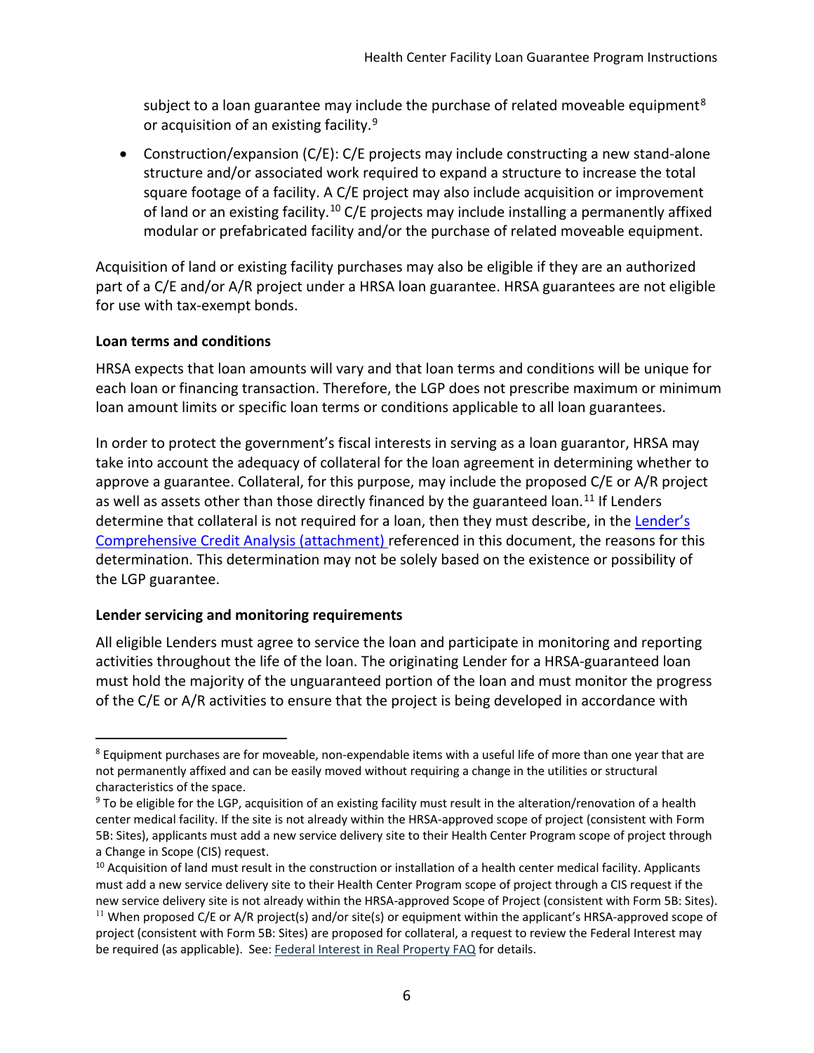subject to a loan guarantee may include the purchase of related moveable equipment[8] or acquisition of an existing facility.[9]

- Construction/expansion (C/E): C/E projects may include constructing a new stand-alone structure and/or associated work required to expand a structure to increase the total square footage of a facility. A C/E project may also include acquisition or improvement of land or an existing facility.[10] C/E projects may include installing a permanently affixed modular or prefabricated facility and/or the purchase of related moveable equipment.

Acquisition of land or existing facility purchases may also be eligible if they are an authorized part of a C/E and/or A/R project under a HRSA loan guarantee. HRSA guarantees are not eligible for use with tax-exempt bonds.

**Loan terms and conditions**

HRSA expects that loan amounts will vary and that loan terms and conditions will be unique for each loan or financing transaction. Therefore, the LGP does not prescribe maximum or minimum loan amount limits or specific loan terms or conditions applicable to all loan guarantees.

In order to protect the government's fiscal interests in serving as a loan guarantor, HRSA may take into account the adequacy of collateral for the loan agreement in determining whether to approve a guarantee. Collateral, for this purpose, may include the proposed C/E or A/R project as well as assets other than those directly financed by the guaranteed loan.[11] If Lenders determine that collateral is not required for a loan, then they must describe, in the Lender's Comprehensive Credit Analysis (attachment) referenced in this document, the reasons for this determination. This determination may not be solely based on the existence or possibility of the LGP guarantee.

**Lender servicing and monitoring requirements**

All eligible Lenders must agree to service the loan and participate in monitoring and reporting activities throughout the life of the loan. The originating Lender for a HRSA-guaranteed loan must hold the majority of the unguaranteed portion of the loan and must monitor the progress of the C/E or A/R activities to ensure that the project is being developed in accordance with

[8] Equipment purchases are for moveable, non-expendable items with a useful life of more than one year that are not permanently affixed and can be easily moved without requiring a change in the utilities or structural characteristics of the space.

[9] To be eligible for the LGP, acquisition of an existing facility must result in the alteration/renovation of a health center medical facility. If the site is not already within the HRSA-approved scope of project (consistent with Form 5B: Sites), applicants must add a new service delivery site to their Health Center Program scope of project through a Change in Scope (CIS) request.

[10] Acquisition of land must result in the construction or installation of a health center medical facility. Applicants must add a new service delivery site to their Health Center Program scope of project through a CIS request if the new service delivery site is not already within the HRSA-approved Scope of Project (consistent with Form 5B: Sites).

[11] When proposed C/E or A/R project(s) and/or site(s) or equipment within the applicant's HRSA-approved scope of project (consistent with Form 5B: Sites) are proposed for collateral, a request to review the Federal Interest may be required (as applicable). See: Federal Interest in Real Property FAQ for details.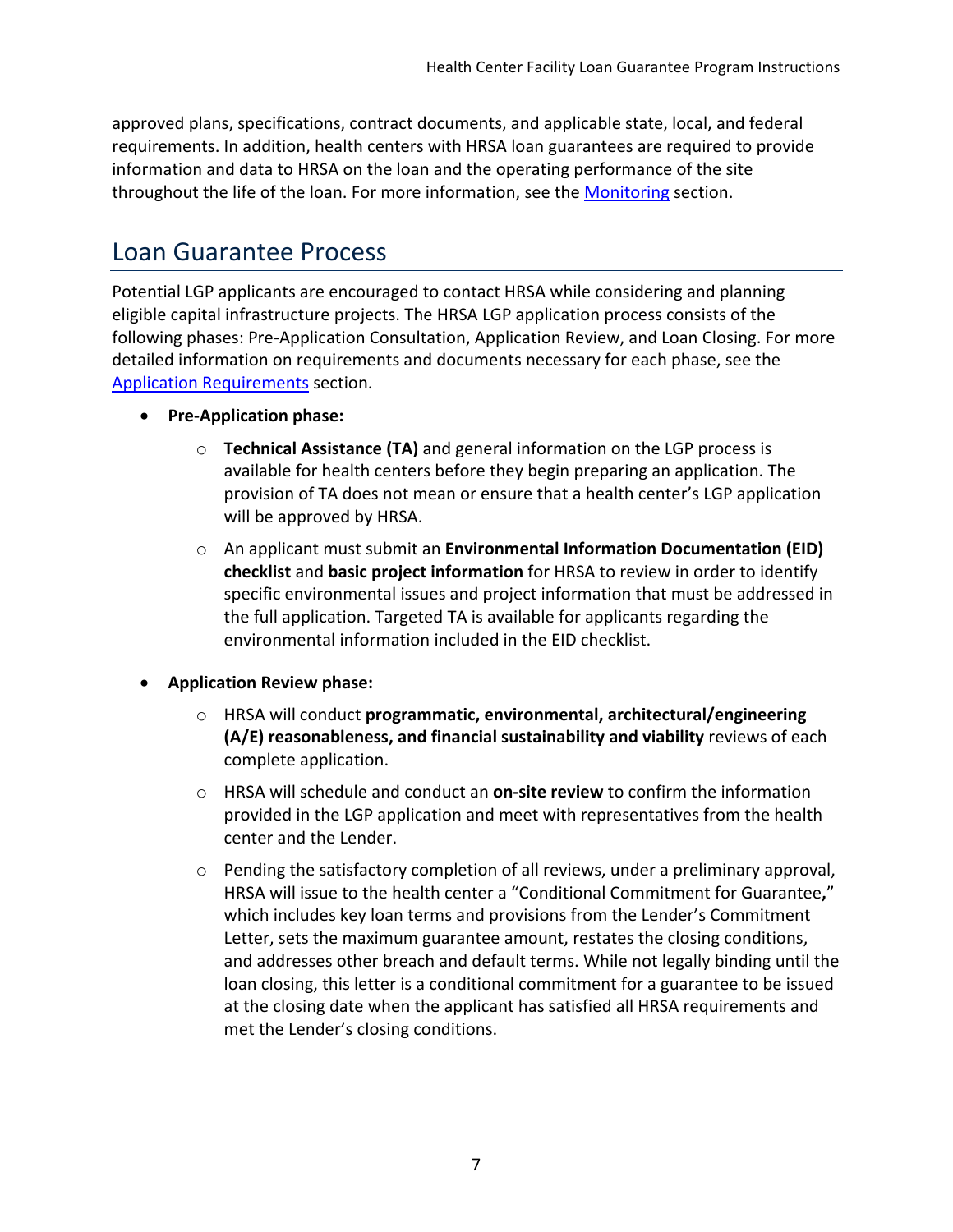approved plans, specifications, contract documents, and applicable state, local, and federal requirements. In addition, health centers with HRSA loan guarantees are required to provide information and data to HRSA on the loan and the operating performance of the site throughout the life of the loan. For more information, see the [Monitoring](#) section.

## Loan Guarantee Process

Potential LGP applicants are encouraged to contact HRSA while considering and planning eligible capital infrastructure projects. The HRSA LGP application process consists of the following phases: Pre-Application Consultation, Application Review, and Loan Closing. For more detailed information on requirements and documents necessary for each phase, see the [Application Requirements](#) section.

- **Pre-Application phase:**
  - **Technical Assistance (TA)** and general information on the LGP process is available for health centers before they begin preparing an application. The provision of TA does not mean or ensure that a health center's LGP application will be approved by HRSA.
  - An applicant must submit an **Environmental Information Documentation (EID) checklist** and **basic project information** for HRSA to review in order to identify specific environmental issues and project information that must be addressed in the full application. Targeted TA is available for applicants regarding the environmental information included in the EID checklist.
- **Application Review phase:**
  - HRSA will conduct **programmatic, environmental, architectural/engineering (A/E) reasonableness, and financial sustainability and viability** reviews of each complete application.
  - HRSA will schedule and conduct an **on-site review** to confirm the information provided in the LGP application and meet with representatives from the health center and the Lender.
  - Pending the satisfactory completion of all reviews, under a preliminary approval, HRSA will issue to the health center a "Conditional Commitment for Guarantee**,**" which includes key loan terms and provisions from the Lender's Commitment Letter, sets the maximum guarantee amount, restates the closing conditions, and addresses other breach and default terms. While not legally binding until the loan closing, this letter is a conditional commitment for a guarantee to be issued at the closing date when the applicant has satisfied all HRSA requirements and met the Lender's closing conditions.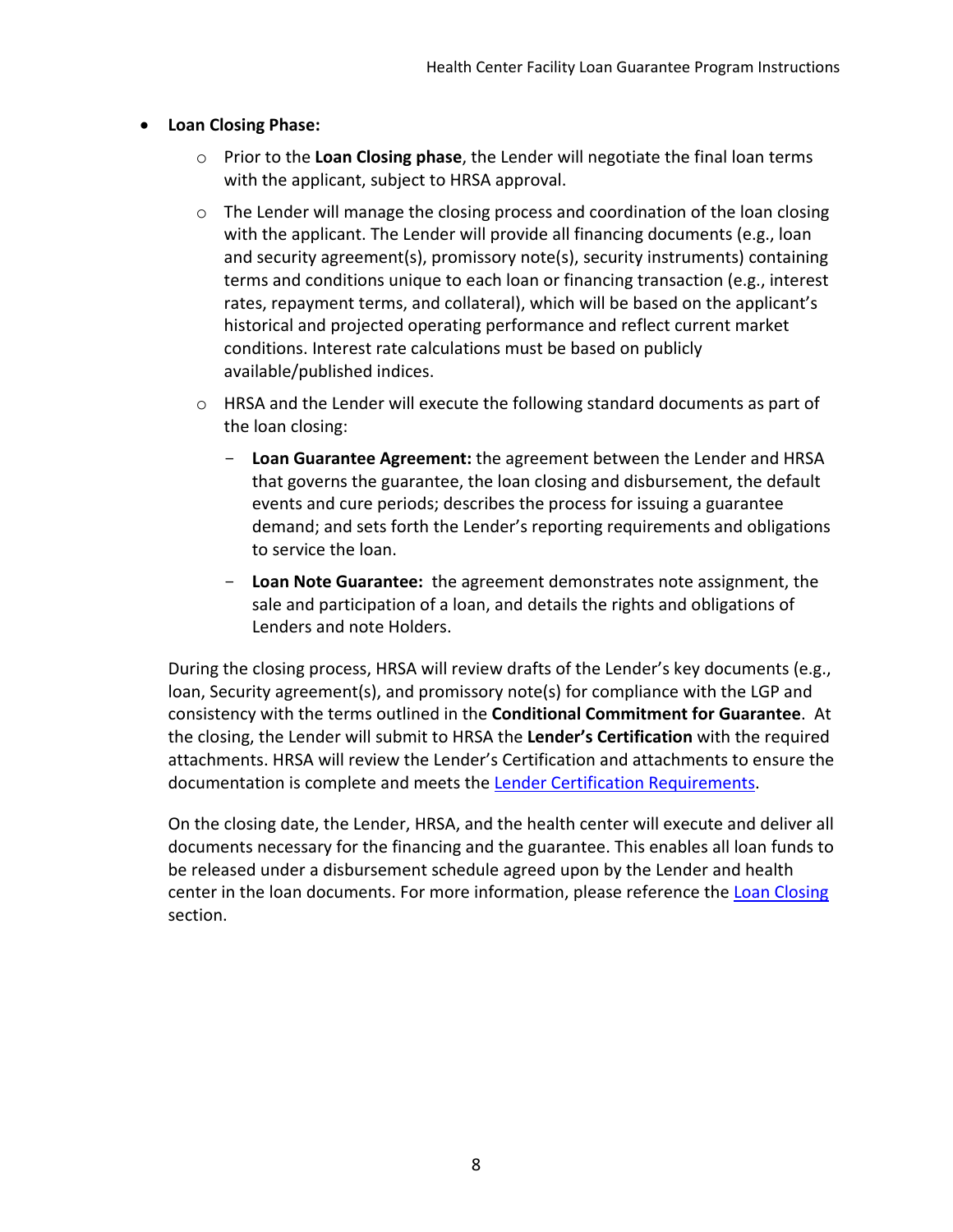- **Loan Closing Phase:**
    - Prior to the **Loan Closing phase**, the Lender will negotiate the final loan terms with the applicant, subject to HRSA approval.
    - The Lender will manage the closing process and coordination of the loan closing with the applicant. The Lender will provide all financing documents (e.g., loan and security agreement(s), promissory note(s), security instruments) containing terms and conditions unique to each loan or financing transaction (e.g., interest rates, repayment terms, and collateral), which will be based on the applicant's historical and projected operating performance and reflect current market conditions. Interest rate calculations must be based on publicly available/published indices.
    - HRSA and the Lender will execute the following standard documents as part of the loan closing:
        - **Loan Guarantee Agreement:** the agreement between the Lender and HRSA that governs the guarantee, the loan closing and disbursement, the default events and cure periods; describes the process for issuing a guarantee demand; and sets forth the Lender's reporting requirements and obligations to service the loan.
        - **Loan Note Guarantee:** the agreement demonstrates note assignment, the sale and participation of a loan, and details the rights and obligations of Lenders and note Holders.

  During the closing process, HRSA will review drafts of the Lender's key documents (e.g., loan, Security agreement(s), and promissory note(s) for compliance with the LGP and consistency with the terms outlined in the **Conditional Commitment for Guarantee**. At the closing, the Lender will submit to HRSA the **Lender's Certification** with the required attachments. HRSA will review the Lender's Certification and attachments to ensure the documentation is complete and meets the Lender Certification Requirements.

  On the closing date, the Lender, HRSA, and the health center will execute and deliver all documents necessary for the financing and the guarantee. This enables all loan funds to be released under a disbursement schedule agreed upon by the Lender and health center in the loan documents. For more information, please reference the Loan Closing section.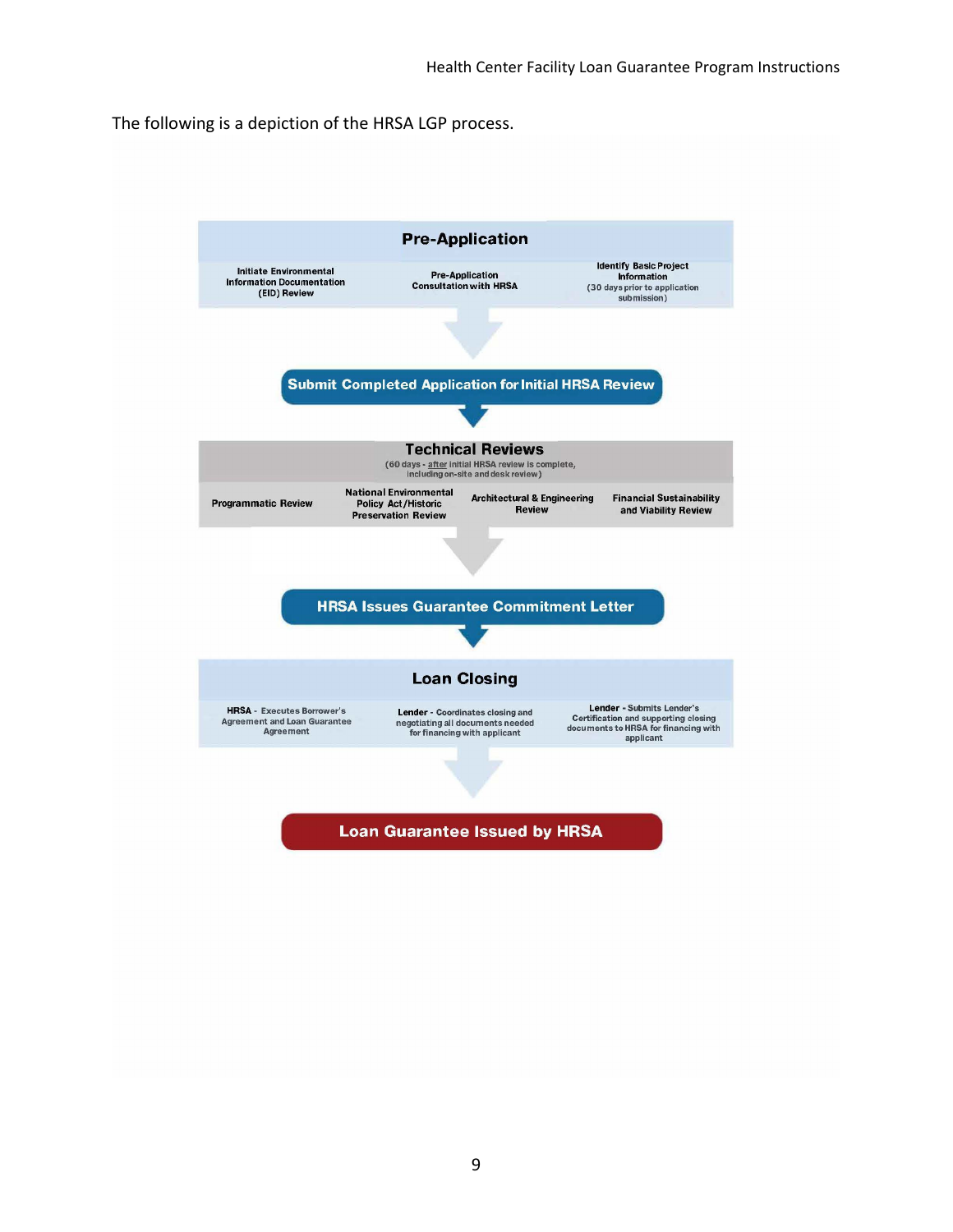The following is a depiction of the HRSA LGP process.

**Pre-Application**

Initiate Environmental Information Documentation (EID) Review

Pre-Application Consultation with HRSA

Identify Basic Project Information (30 days prior to application submission)

**Submit Completed Application for Initial HRSA Review**

**Technical Reviews**

(60 days - after initial HRSA review is complete, including on-site and desk review)

Programmatic Review

National Environmental Policy Act/Historic Preservation Review

Architectural & Engineering Review

Financial Sustainability and Viability Review

**HRSA Issues Guarantee Commitment Letter**

**Loan Closing**

**HRSA** - Executes Borrower's Agreement and Loan Guarantee Agreement

**Lender** - Coordinates closing and negotiating all documents needed for financing with applicant

**Lender** - Submits Lender's Certification and supporting closing documents to HRSA for financing with applicant

**Loan Guarantee Issued by HRSA**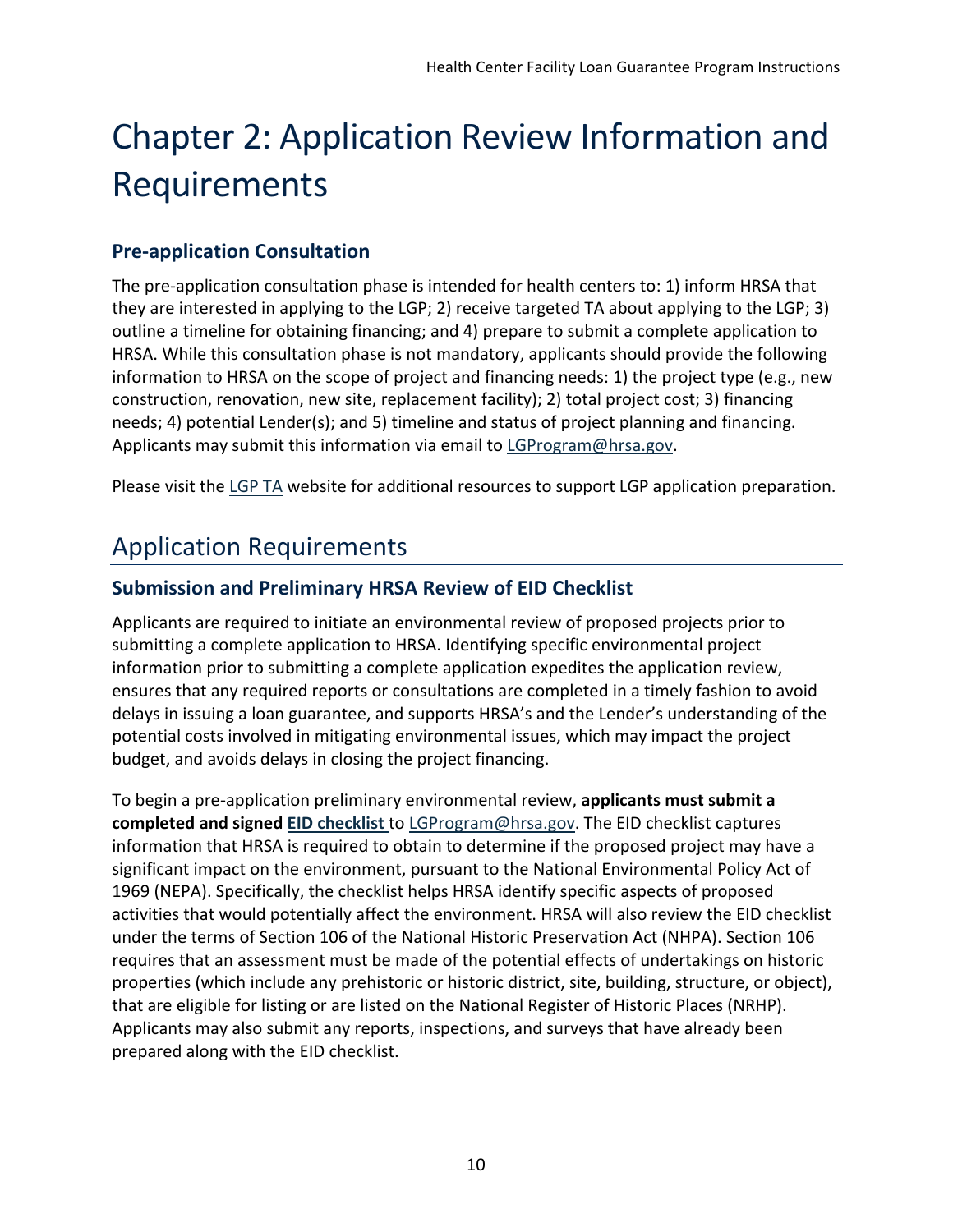# Chapter 2: Application Review Information and Requirements

### Pre-application Consultation

The pre-application consultation phase is intended for health centers to: 1) inform HRSA that they are interested in applying to the LGP; 2) receive targeted TA about applying to the LGP; 3) outline a timeline for obtaining financing; and 4) prepare to submit a complete application to HRSA. While this consultation phase is not mandatory, applicants should provide the following information to HRSA on the scope of project and financing needs: 1) the project type (e.g., new construction, renovation, new site, replacement facility); 2) total project cost; 3) financing needs; 4) potential Lender(s); and 5) timeline and status of project planning and financing. Applicants may submit this information via email to LGProgram@hrsa.gov.

Please visit the LGP TA website for additional resources to support LGP application preparation.

## Application Requirements

### Submission and Preliminary HRSA Review of EID Checklist

Applicants are required to initiate an environmental review of proposed projects prior to submitting a complete application to HRSA. Identifying specific environmental project information prior to submitting a complete application expedites the application review, ensures that any required reports or consultations are completed in a timely fashion to avoid delays in issuing a loan guarantee, and supports HRSA's and the Lender's understanding of the potential costs involved in mitigating environmental issues, which may impact the project budget, and avoids delays in closing the project financing.

To begin a pre-application preliminary environmental review, **applicants must submit a completed and signed EID checklist** to LGProgram@hrsa.gov. The EID checklist captures information that HRSA is required to obtain to determine if the proposed project may have a significant impact on the environment, pursuant to the National Environmental Policy Act of 1969 (NEPA). Specifically, the checklist helps HRSA identify specific aspects of proposed activities that would potentially affect the environment. HRSA will also review the EID checklist under the terms of Section 106 of the National Historic Preservation Act (NHPA). Section 106 requires that an assessment must be made of the potential effects of undertakings on historic properties (which include any prehistoric or historic district, site, building, structure, or object), that are eligible for listing or are listed on the National Register of Historic Places (NRHP). Applicants may also submit any reports, inspections, and surveys that have already been prepared along with the EID checklist.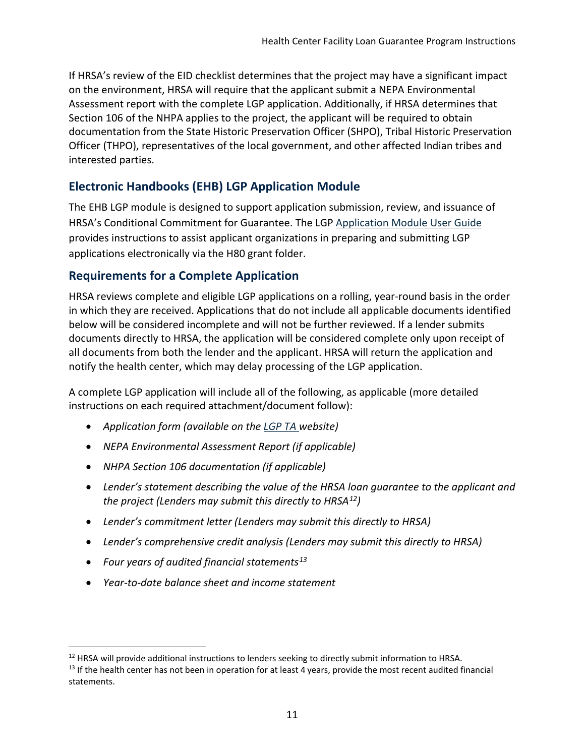If HRSA's review of the EID checklist determines that the project may have a significant impact on the environment, HRSA will require that the applicant submit a NEPA Environmental Assessment report with the complete LGP application. Additionally, if HRSA determines that Section 106 of the NHPA applies to the project, the applicant will be required to obtain documentation from the State Historic Preservation Officer (SHPO), Tribal Historic Preservation Officer (THPO), representatives of the local government, and other affected Indian tribes and interested parties.

## Electronic Handbooks (EHB) LGP Application Module

The EHB LGP module is designed to support application submission, review, and issuance of HRSA's Conditional Commitment for Guarantee. The LGP Application Module User Guide provides instructions to assist applicant organizations in preparing and submitting LGP applications electronically via the H80 grant folder.

## Requirements for a Complete Application

HRSA reviews complete and eligible LGP applications on a rolling, year-round basis in the order in which they are received. Applications that do not include all applicable documents identified below will be considered incomplete and will not be further reviewed. If a lender submits documents directly to HRSA, the application will be considered complete only upon receipt of all documents from both the lender and the applicant. HRSA will return the application and notify the health center, which may delay processing of the LGP application.

A complete LGP application will include all of the following, as applicable (more detailed instructions on each required attachment/document follow):

- *Application form (available on the LGP TA website)*
- *NEPA Environmental Assessment Report (if applicable)*
- *NHPA Section 106 documentation (if applicable)*
- *Lender's statement describing the value of the HRSA loan guarantee to the applicant and the project (Lenders may submit this directly to HRSA[12])*
- *Lender's commitment letter (Lenders may submit this directly to HRSA)*
- *Lender's comprehensive credit analysis (Lenders may submit this directly to HRSA)*
- *Four years of audited financial statements[13]*
- *Year-to-date balance sheet and income statement*

[12] HRSA will provide additional instructions to lenders seeking to directly submit information to HRSA.

[13] If the health center has not been in operation for at least 4 years, provide the most recent audited financial statements.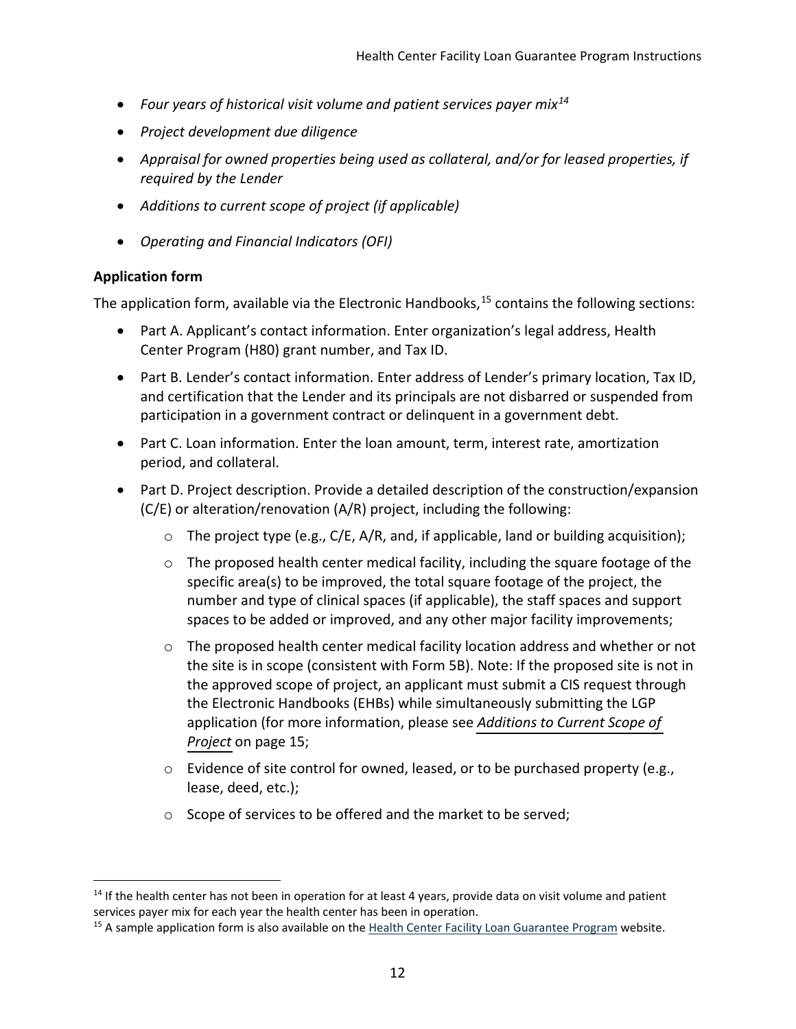- *Four years of historical visit volume and patient services payer mix*[14]
- *Project development due diligence*
- *Appraisal for owned properties being used as collateral, and/or for leased properties, if required by the Lender*
- *Additions to current scope of project (if applicable)*
- *Operating and Financial Indicators (OFI)*

**Application form**

The application form, available via the Electronic Handbooks,[15] contains the following sections:

- Part A. Applicant's contact information. Enter organization's legal address, Health Center Program (H80) grant number, and Tax ID.
- Part B. Lender's contact information. Enter address of Lender's primary location, Tax ID, and certification that the Lender and its principals are not disbarred or suspended from participation in a government contract or delinquent in a government debt.
- Part C. Loan information. Enter the loan amount, term, interest rate, amortization period, and collateral.
- Part D. Project description. Provide a detailed description of the construction/expansion (C/E) or alteration/renovation (A/R) project, including the following:
    - The project type (e.g., C/E, A/R, and, if applicable, land or building acquisition);
    - The proposed health center medical facility, including the square footage of the specific area(s) to be improved, the total square footage of the project, the number and type of clinical spaces (if applicable), the staff spaces and support spaces to be added or improved, and any other major facility improvements;
    - The proposed health center medical facility location address and whether or not the site is in scope (consistent with Form 5B). Note: If the proposed site is not in the approved scope of project, an applicant must submit a CIS request through the Electronic Handbooks (EHBs) while simultaneously submitting the LGP application (for more information, please see *Additions to Current Scope of Project* on page 15;
    - Evidence of site control for owned, leased, or to be purchased property (e.g., lease, deed, etc.);
    - Scope of services to be offered and the market to be served;

[14] If the health center has not been in operation for at least 4 years, provide data on visit volume and patient services payer mix for each year the health center has been in operation.

[15] A sample application form is also available on the Health Center Facility Loan Guarantee Program website.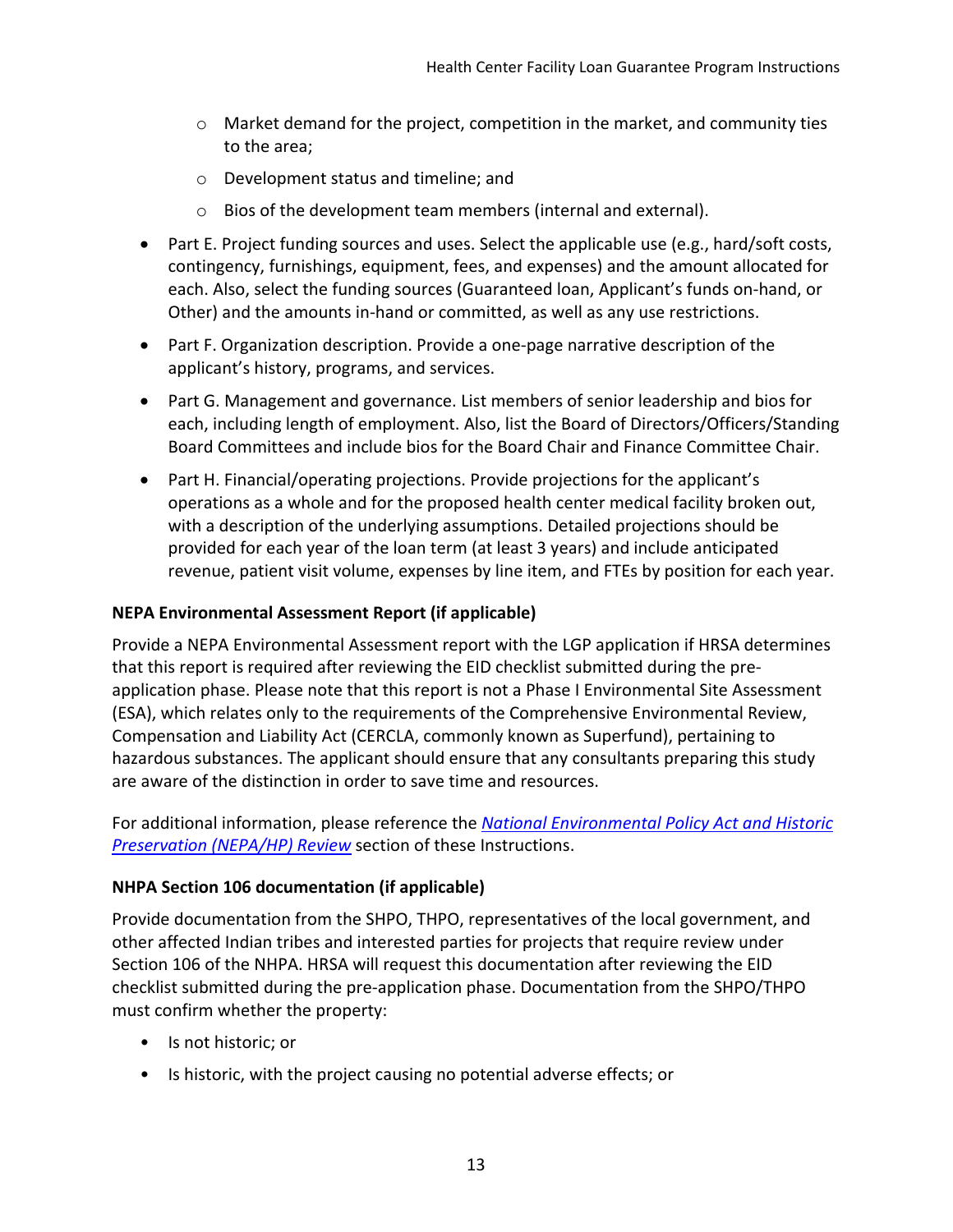- Market demand for the project, competition in the market, and community ties to the area;
  - Development status and timeline; and
  - Bios of the development team members (internal and external).
- Part E. Project funding sources and uses. Select the applicable use (e.g., hard/soft costs, contingency, furnishings, equipment, fees, and expenses) and the amount allocated for each. Also, select the funding sources (Guaranteed loan, Applicant's funds on-hand, or Other) and the amounts in-hand or committed, as well as any use restrictions.
- Part F. Organization description. Provide a one-page narrative description of the applicant's history, programs, and services.
- Part G. Management and governance. List members of senior leadership and bios for each, including length of employment. Also, list the Board of Directors/Officers/Standing Board Committees and include bios for the Board Chair and Finance Committee Chair.
- Part H. Financial/operating projections. Provide projections for the applicant's operations as a whole and for the proposed health center medical facility broken out, with a description of the underlying assumptions. Detailed projections should be provided for each year of the loan term (at least 3 years) and include anticipated revenue, patient visit volume, expenses by line item, and FTEs by position for each year.

**NEPA Environmental Assessment Report (if applicable)**

Provide a NEPA Environmental Assessment report with the LGP application if HRSA determines that this report is required after reviewing the EID checklist submitted during the pre-application phase. Please note that this report is not a Phase I Environmental Site Assessment (ESA), which relates only to the requirements of the Comprehensive Environmental Review, Compensation and Liability Act (CERCLA, commonly known as Superfund), pertaining to hazardous substances. The applicant should ensure that any consultants preparing this study are aware of the distinction in order to save time and resources.

For additional information, please reference the *National Environmental Policy Act and Historic Preservation (NEPA/HP) Review* section of these Instructions.

**NHPA Section 106 documentation (if applicable)**

Provide documentation from the SHPO, THPO, representatives of the local government, and other affected Indian tribes and interested parties for projects that require review under Section 106 of the NHPA. HRSA will request this documentation after reviewing the EID checklist submitted during the pre-application phase. Documentation from the SHPO/THPO must confirm whether the property:

- Is not historic; or
- Is historic, with the project causing no potential adverse effects; or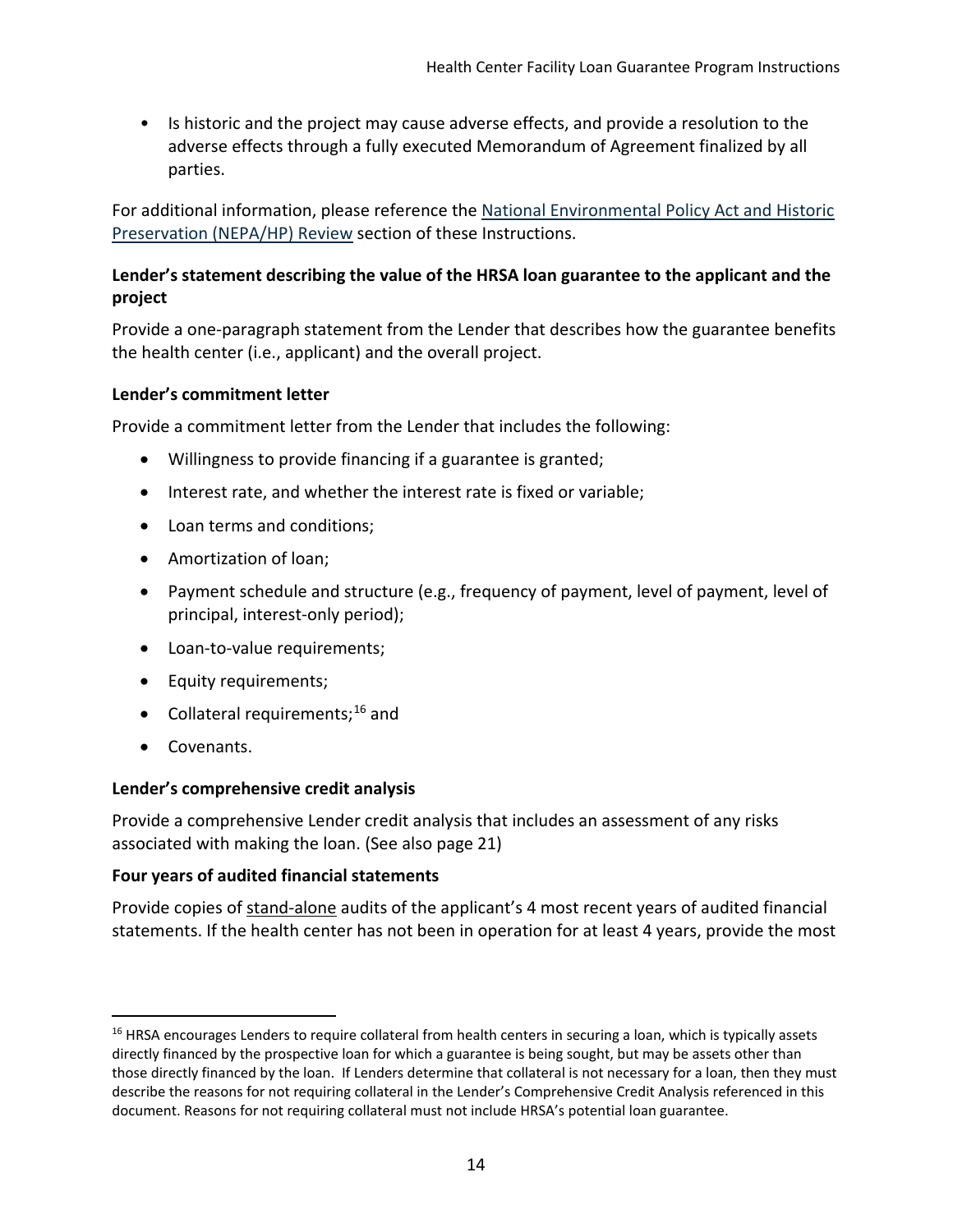- Is historic and the project may cause adverse effects, and provide a resolution to the adverse effects through a fully executed Memorandum of Agreement finalized by all parties.

For additional information, please reference the National Environmental Policy Act and Historic Preservation (NEPA/HP) Review section of these Instructions.

**Lender's statement describing the value of the HRSA loan guarantee to the applicant and the project**

Provide a one-paragraph statement from the Lender that describes how the guarantee benefits the health center (i.e., applicant) and the overall project.

**Lender's commitment letter**

Provide a commitment letter from the Lender that includes the following:

- Willingness to provide financing if a guarantee is granted;
- Interest rate, and whether the interest rate is fixed or variable;
- Loan terms and conditions;
- Amortization of loan;
- Payment schedule and structure (e.g., frequency of payment, level of payment, level of principal, interest-only period);
- Loan-to-value requirements;
- Equity requirements;
- Collateral requirements;[16] and
- Covenants.

**Lender's comprehensive credit analysis**

Provide a comprehensive Lender credit analysis that includes an assessment of any risks associated with making the loan. (See also page 21)

**Four years of audited financial statements**

Provide copies of stand-alone audits of the applicant's 4 most recent years of audited financial statements. If the health center has not been in operation for at least 4 years, provide the most

[16] HRSA encourages Lenders to require collateral from health centers in securing a loan, which is typically assets directly financed by the prospective loan for which a guarantee is being sought, but may be assets other than those directly financed by the loan. If Lenders determine that collateral is not necessary for a loan, then they must describe the reasons for not requiring collateral in the Lender's Comprehensive Credit Analysis referenced in this document. Reasons for not requiring collateral must not include HRSA's potential loan guarantee.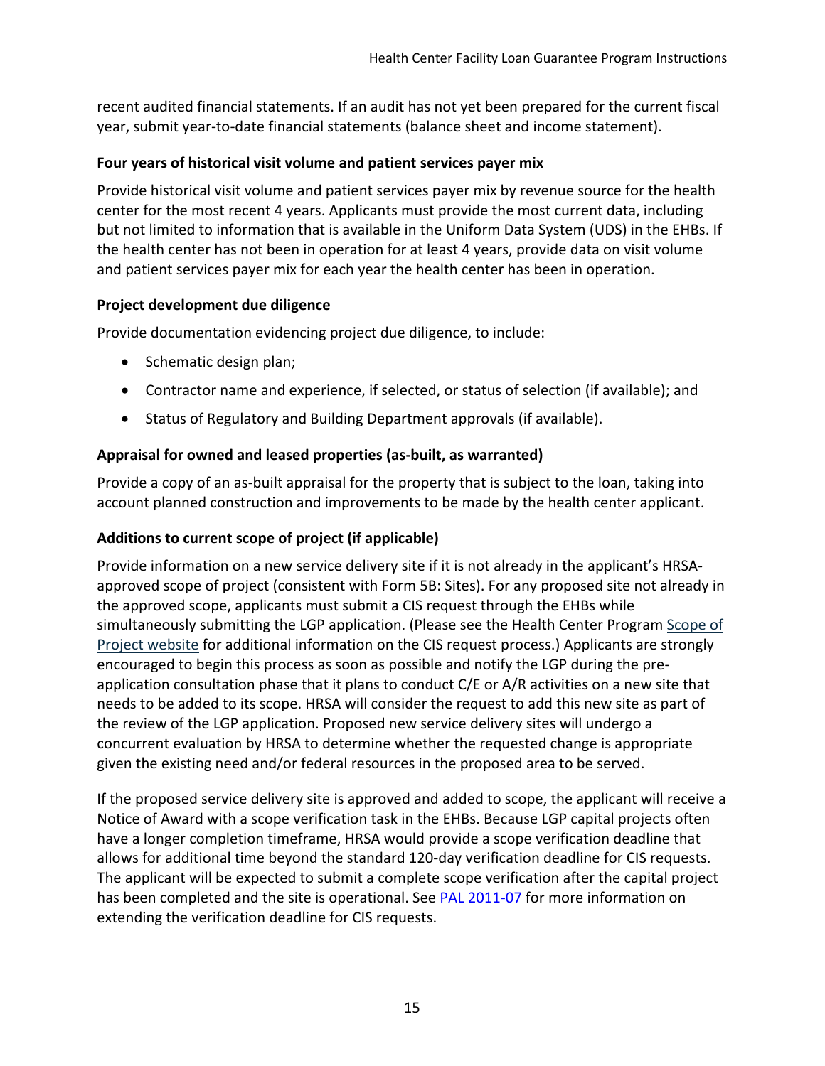recent audited financial statements. If an audit has not yet been prepared for the current fiscal year, submit year-to-date financial statements (balance sheet and income statement).

**Four years of historical visit volume and patient services payer mix**

Provide historical visit volume and patient services payer mix by revenue source for the health center for the most recent 4 years. Applicants must provide the most current data, including but not limited to information that is available in the Uniform Data System (UDS) in the EHBs. If the health center has not been in operation for at least 4 years, provide data on visit volume and patient services payer mix for each year the health center has been in operation.

**Project development due diligence**

Provide documentation evidencing project due diligence, to include:

- Schematic design plan;
- Contractor name and experience, if selected, or status of selection (if available); and
- Status of Regulatory and Building Department approvals (if available).

**Appraisal for owned and leased properties (as-built, as warranted)**

Provide a copy of an as-built appraisal for the property that is subject to the loan, taking into account planned construction and improvements to be made by the health center applicant.

**Additions to current scope of project (if applicable)**

Provide information on a new service delivery site if it is not already in the applicant's HRSA-approved scope of project (consistent with Form 5B: Sites). For any proposed site not already in the approved scope, applicants must submit a CIS request through the EHBs while simultaneously submitting the LGP application. (Please see the Health Center Program Scope of Project website for additional information on the CIS request process.) Applicants are strongly encouraged to begin this process as soon as possible and notify the LGP during the pre-application consultation phase that it plans to conduct C/E or A/R activities on a new site that needs to be added to its scope. HRSA will consider the request to add this new site as part of the review of the LGP application. Proposed new service delivery sites will undergo a concurrent evaluation by HRSA to determine whether the requested change is appropriate given the existing need and/or federal resources in the proposed area to be served.

If the proposed service delivery site is approved and added to scope, the applicant will receive a Notice of Award with a scope verification task in the EHBs. Because LGP capital projects often have a longer completion timeframe, HRSA would provide a scope verification deadline that allows for additional time beyond the standard 120-day verification deadline for CIS requests. The applicant will be expected to submit a complete scope verification after the capital project has been completed and the site is operational. See PAL 2011-07 for more information on extending the verification deadline for CIS requests.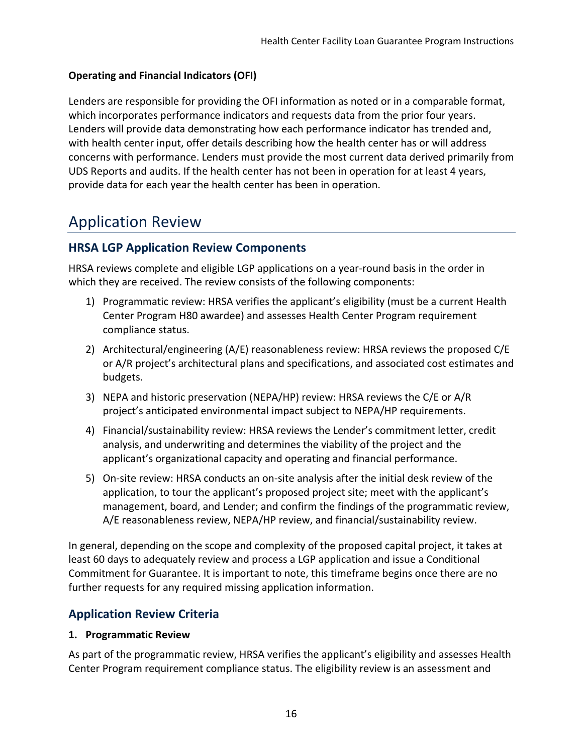**Operating and Financial Indicators (OFI)**

Lenders are responsible for providing the OFI information as noted or in a comparable format, which incorporates performance indicators and requests data from the prior four years. Lenders will provide data demonstrating how each performance indicator has trended and, with health center input, offer details describing how the health center has or will address concerns with performance. Lenders must provide the most current data derived primarily from UDS Reports and audits. If the health center has not been in operation for at least 4 years, provide data for each year the health center has been in operation.

# Application Review

## HRSA LGP Application Review Components

HRSA reviews complete and eligible LGP applications on a year-round basis in the order in which they are received. The review consists of the following components:

1) Programmatic review: HRSA verifies the applicant's eligibility (must be a current Health Center Program H80 awardee) and assesses Health Center Program requirement compliance status.
2) Architectural/engineering (A/E) reasonableness review: HRSA reviews the proposed C/E or A/R project's architectural plans and specifications, and associated cost estimates and budgets.
3) NEPA and historic preservation (NEPA/HP) review: HRSA reviews the C/E or A/R project's anticipated environmental impact subject to NEPA/HP requirements.
4) Financial/sustainability review: HRSA reviews the Lender's commitment letter, credit analysis, and underwriting and determines the viability of the project and the applicant's organizational capacity and operating and financial performance.
5) On-site review: HRSA conducts an on-site analysis after the initial desk review of the application, to tour the applicant's proposed project site; meet with the applicant's management, board, and Lender; and confirm the findings of the programmatic review, A/E reasonableness review, NEPA/HP review, and financial/sustainability review.

In general, depending on the scope and complexity of the proposed capital project, it takes at least 60 days to adequately review and process a LGP application and issue a Conditional Commitment for Guarantee. It is important to note, this timeframe begins once there are no further requests for any required missing application information.

## Application Review Criteria

**1. Programmatic Review**

As part of the programmatic review, HRSA verifies the applicant's eligibility and assesses Health Center Program requirement compliance status. The eligibility review is an assessment and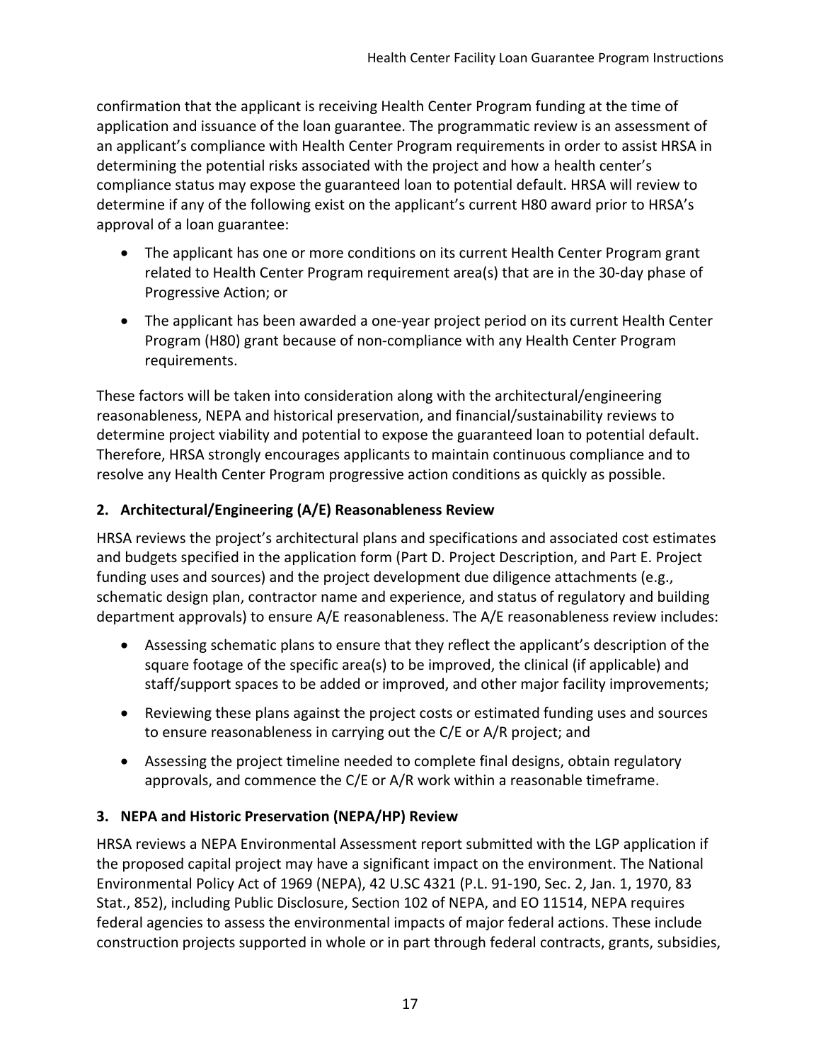confirmation that the applicant is receiving Health Center Program funding at the time of application and issuance of the loan guarantee. The programmatic review is an assessment of an applicant's compliance with Health Center Program requirements in order to assist HRSA in determining the potential risks associated with the project and how a health center's compliance status may expose the guaranteed loan to potential default. HRSA will review to determine if any of the following exist on the applicant's current H80 award prior to HRSA's approval of a loan guarantee:

- The applicant has one or more conditions on its current Health Center Program grant related to Health Center Program requirement area(s) that are in the 30-day phase of Progressive Action; or
- The applicant has been awarded a one-year project period on its current Health Center Program (H80) grant because of non-compliance with any Health Center Program requirements.

These factors will be taken into consideration along with the architectural/engineering reasonableness, NEPA and historical preservation, and financial/sustainability reviews to determine project viability and potential to expose the guaranteed loan to potential default. Therefore, HRSA strongly encourages applicants to maintain continuous compliance and to resolve any Health Center Program progressive action conditions as quickly as possible.

### 2. Architectural/Engineering (A/E) Reasonableness Review

HRSA reviews the project's architectural plans and specifications and associated cost estimates and budgets specified in the application form (Part D. Project Description, and Part E. Project funding uses and sources) and the project development due diligence attachments (e.g., schematic design plan, contractor name and experience, and status of regulatory and building department approvals) to ensure A/E reasonableness. The A/E reasonableness review includes:

- Assessing schematic plans to ensure that they reflect the applicant's description of the square footage of the specific area(s) to be improved, the clinical (if applicable) and staff/support spaces to be added or improved, and other major facility improvements;
- Reviewing these plans against the project costs or estimated funding uses and sources to ensure reasonableness in carrying out the C/E or A/R project; and
- Assessing the project timeline needed to complete final designs, obtain regulatory approvals, and commence the C/E or A/R work within a reasonable timeframe.

### 3. NEPA and Historic Preservation (NEPA/HP) Review

HRSA reviews a NEPA Environmental Assessment report submitted with the LGP application if the proposed capital project may have a significant impact on the environment. The National Environmental Policy Act of 1969 (NEPA), 42 U.SC 4321 (P.L. 91-190, Sec. 2, Jan. 1, 1970, 83 Stat., 852), including Public Disclosure, Section 102 of NEPA, and EO 11514, NEPA requires federal agencies to assess the environmental impacts of major federal actions. These include construction projects supported in whole or in part through federal contracts, grants, subsidies,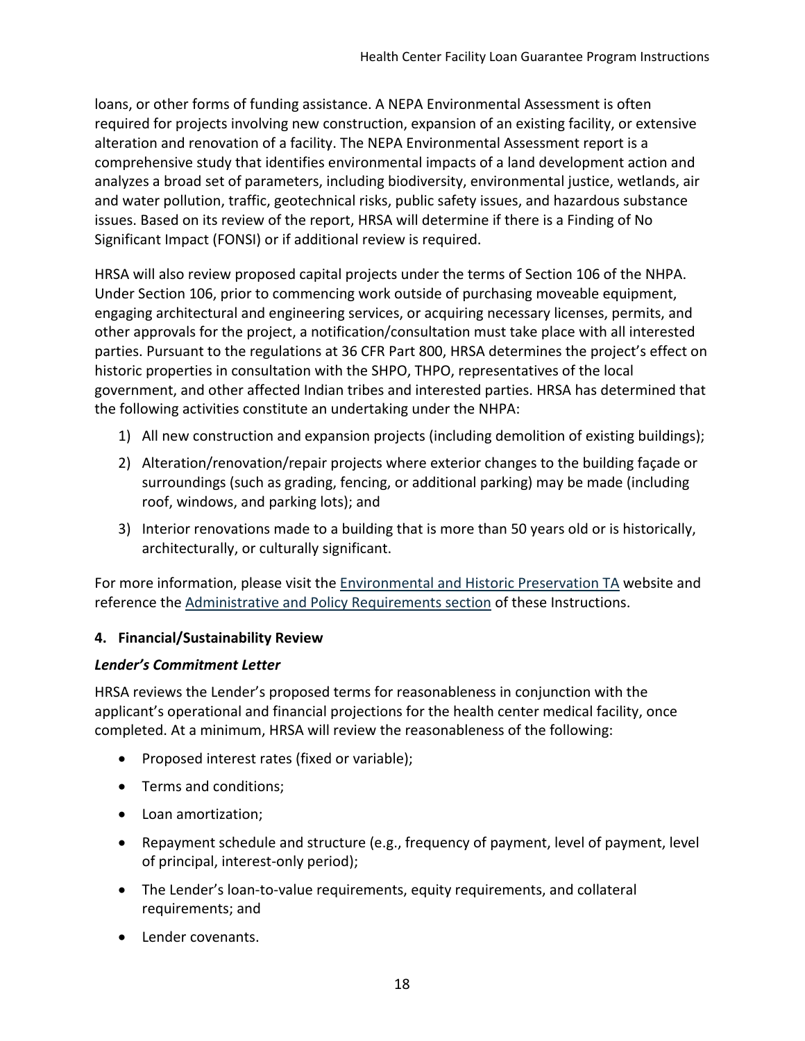loans, or other forms of funding assistance. A NEPA Environmental Assessment is often required for projects involving new construction, expansion of an existing facility, or extensive alteration and renovation of a facility. The NEPA Environmental Assessment report is a comprehensive study that identifies environmental impacts of a land development action and analyzes a broad set of parameters, including biodiversity, environmental justice, wetlands, air and water pollution, traffic, geotechnical risks, public safety issues, and hazardous substance issues. Based on its review of the report, HRSA will determine if there is a Finding of No Significant Impact (FONSI) or if additional review is required.

HRSA will also review proposed capital projects under the terms of Section 106 of the NHPA. Under Section 106, prior to commencing work outside of purchasing moveable equipment, engaging architectural and engineering services, or acquiring necessary licenses, permits, and other approvals for the project, a notification/consultation must take place with all interested parties. Pursuant to the regulations at 36 CFR Part 800, HRSA determines the project's effect on historic properties in consultation with the SHPO, THPO, representatives of the local government, and other affected Indian tribes and interested parties. HRSA has determined that the following activities constitute an undertaking under the NHPA:

1) All new construction and expansion projects (including demolition of existing buildings);
2) Alteration/renovation/repair projects where exterior changes to the building façade or surroundings (such as grading, fencing, or additional parking) may be made (including roof, windows, and parking lots); and
3) Interior renovations made to a building that is more than 50 years old or is historically, architecturally, or culturally significant.

For more information, please visit the Environmental and Historic Preservation TA website and reference the Administrative and Policy Requirements section of these Instructions.

#### 4. Financial/Sustainability Review

***Lender's Commitment Letter***

HRSA reviews the Lender's proposed terms for reasonableness in conjunction with the applicant's operational and financial projections for the health center medical facility, once completed. At a minimum, HRSA will review the reasonableness of the following:

- Proposed interest rates (fixed or variable);
- Terms and conditions;
- Loan amortization;
- Repayment schedule and structure (e.g., frequency of payment, level of payment, level of principal, interest-only period);
- The Lender's loan-to-value requirements, equity requirements, and collateral requirements; and
- Lender covenants.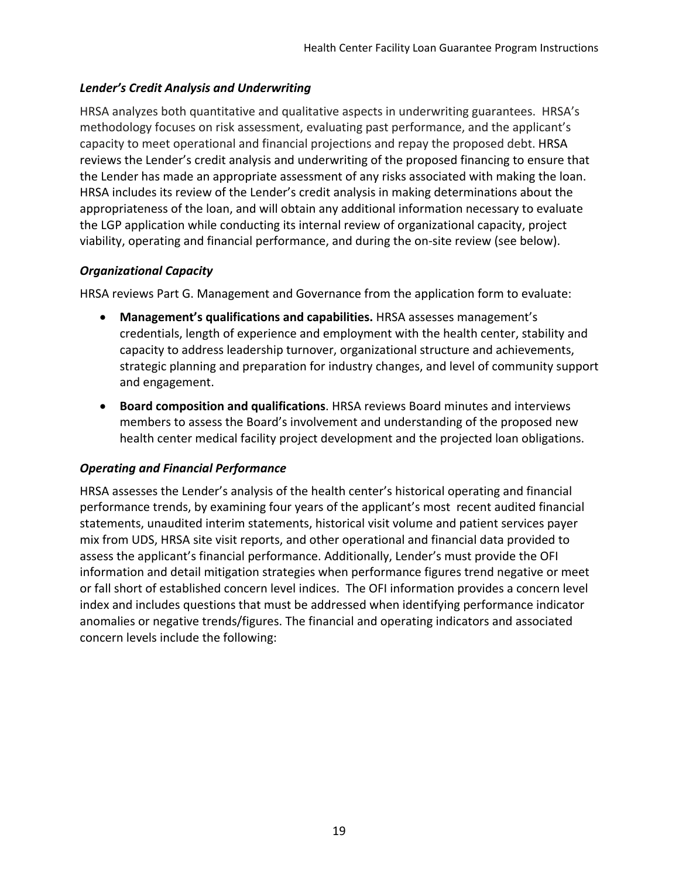### *Lender's Credit Analysis and Underwriting*

HRSA analyzes both quantitative and qualitative aspects in underwriting guarantees. HRSA's methodology focuses on risk assessment, evaluating past performance, and the applicant's capacity to meet operational and financial projections and repay the proposed debt. HRSA reviews the Lender's credit analysis and underwriting of the proposed financing to ensure that the Lender has made an appropriate assessment of any risks associated with making the loan. HRSA includes its review of the Lender's credit analysis in making determinations about the appropriateness of the loan, and will obtain any additional information necessary to evaluate the LGP application while conducting its internal review of organizational capacity, project viability, operating and financial performance, and during the on-site review (see below).

### *Organizational Capacity*

HRSA reviews Part G. Management and Governance from the application form to evaluate:

- **Management's qualifications and capabilities.** HRSA assesses management's credentials, length of experience and employment with the health center, stability and capacity to address leadership turnover, organizational structure and achievements, strategic planning and preparation for industry changes, and level of community support and engagement.
- **Board composition and qualifications**. HRSA reviews Board minutes and interviews members to assess the Board's involvement and understanding of the proposed new health center medical facility project development and the projected loan obligations.

### *Operating and Financial Performance*

HRSA assesses the Lender's analysis of the health center's historical operating and financial performance trends, by examining four years of the applicant's most recent audited financial statements, unaudited interim statements, historical visit volume and patient services payer mix from UDS, HRSA site visit reports, and other operational and financial data provided to assess the applicant's financial performance. Additionally, Lender's must provide the OFI information and detail mitigation strategies when performance figures trend negative or meet or fall short of established concern level indices. The OFI information provides a concern level index and includes questions that must be addressed when identifying performance indicator anomalies or negative trends/figures. The financial and operating indicators and associated concern levels include the following: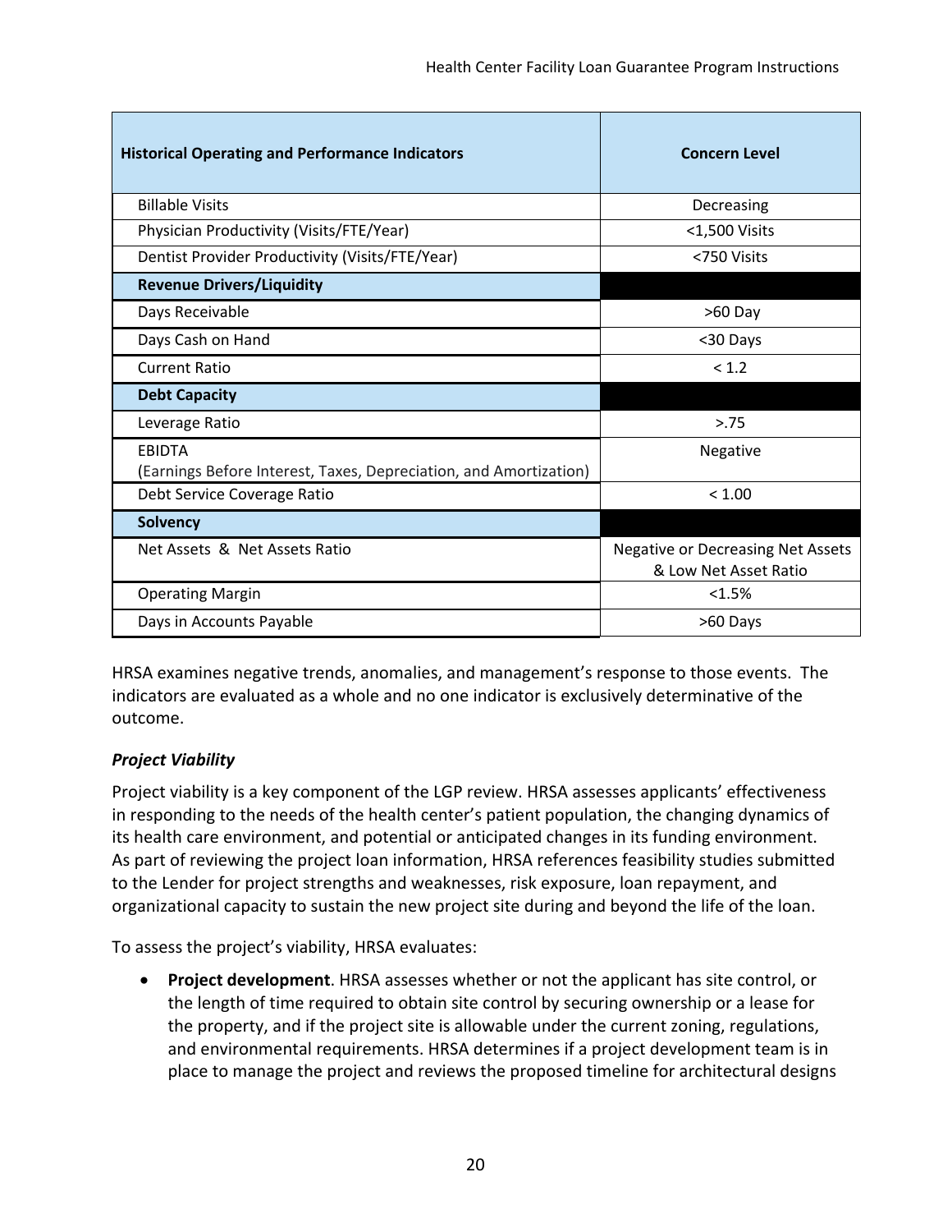| Historical Operating and Performance Indicators | Concern Level |
|---|---|
| Billable Visits | Decreasing |
| Physician Productivity (Visits/FTE/Year) | <1,500 Visits |
| Dentist Provider Productivity (Visits/FTE/Year) | <750 Visits |
| **Revenue Drivers/Liquidity** | |
| Days Receivable | >60 Day |
| Days Cash on Hand | <30 Days |
| Current Ratio | < 1.2 |
| **Debt Capacity** | |
| Leverage Ratio | >.75 |
| EBIDTA (Earnings Before Interest, Taxes, Depreciation, and Amortization) | Negative |
| Debt Service Coverage Ratio | < 1.00 |
| **Solvency** | |
| Net Assets & Net Assets Ratio | Negative or Decreasing Net Assets & Low Net Asset Ratio |
| Operating Margin | <1.5% |
| Days in Accounts Payable | >60 Days |

HRSA examines negative trends, anomalies, and management's response to those events. The indicators are evaluated as a whole and no one indicator is exclusively determinative of the outcome.

### *Project Viability*

Project viability is a key component of the LGP review. HRSA assesses applicants' effectiveness in responding to the needs of the health center's patient population, the changing dynamics of its health care environment, and potential or anticipated changes in its funding environment. As part of reviewing the project loan information, HRSA references feasibility studies submitted to the Lender for project strengths and weaknesses, risk exposure, loan repayment, and organizational capacity to sustain the new project site during and beyond the life of the loan.

To assess the project's viability, HRSA evaluates:

- **Project development**. HRSA assesses whether or not the applicant has site control, or the length of time required to obtain site control by securing ownership or a lease for the property, and if the project site is allowable under the current zoning, regulations, and environmental requirements. HRSA determines if a project development team is in place to manage the project and reviews the proposed timeline for architectural designs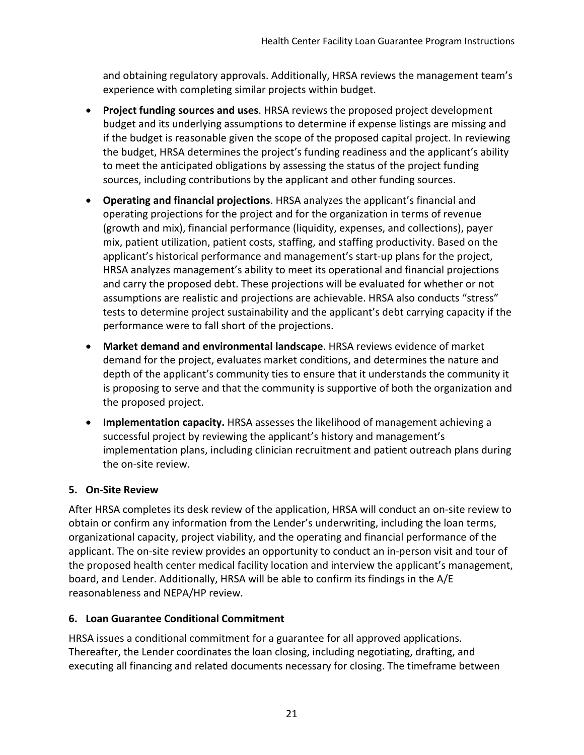and obtaining regulatory approvals. Additionally, HRSA reviews the management team's experience with completing similar projects within budget.

- **Project funding sources and uses**. HRSA reviews the proposed project development budget and its underlying assumptions to determine if expense listings are missing and if the budget is reasonable given the scope of the proposed capital project. In reviewing the budget, HRSA determines the project's funding readiness and the applicant's ability to meet the anticipated obligations by assessing the status of the project funding sources, including contributions by the applicant and other funding sources.
- **Operating and financial projections**. HRSA analyzes the applicant's financial and operating projections for the project and for the organization in terms of revenue (growth and mix), financial performance (liquidity, expenses, and collections), payer mix, patient utilization, patient costs, staffing, and staffing productivity. Based on the applicant's historical performance and management's start-up plans for the project, HRSA analyzes management's ability to meet its operational and financial projections and carry the proposed debt. These projections will be evaluated for whether or not assumptions are realistic and projections are achievable. HRSA also conducts "stress" tests to determine project sustainability and the applicant's debt carrying capacity if the performance were to fall short of the projections.
- **Market demand and environmental landscape**. HRSA reviews evidence of market demand for the project, evaluates market conditions, and determines the nature and depth of the applicant's community ties to ensure that it understands the community it is proposing to serve and that the community is supportive of both the organization and the proposed project.
- **Implementation capacity.** HRSA assesses the likelihood of management achieving a successful project by reviewing the applicant's history and management's implementation plans, including clinician recruitment and patient outreach plans during the on-site review.

### 5. On-Site Review

After HRSA completes its desk review of the application, HRSA will conduct an on-site review to obtain or confirm any information from the Lender's underwriting, including the loan terms, organizational capacity, project viability, and the operating and financial performance of the applicant. The on-site review provides an opportunity to conduct an in-person visit and tour of the proposed health center medical facility location and interview the applicant's management, board, and Lender. Additionally, HRSA will be able to confirm its findings in the A/E reasonableness and NEPA/HP review.

### 6. Loan Guarantee Conditional Commitment

HRSA issues a conditional commitment for a guarantee for all approved applications. Thereafter, the Lender coordinates the loan closing, including negotiating, drafting, and executing all financing and related documents necessary for closing. The timeframe between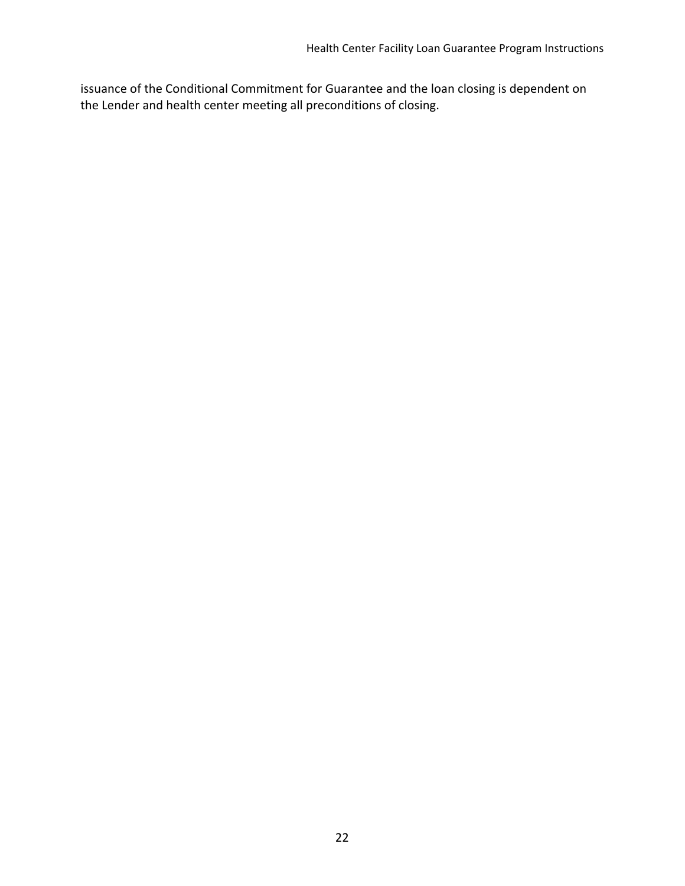issuance of the Conditional Commitment for Guarantee and the loan closing is dependent on the Lender and health center meeting all preconditions of closing.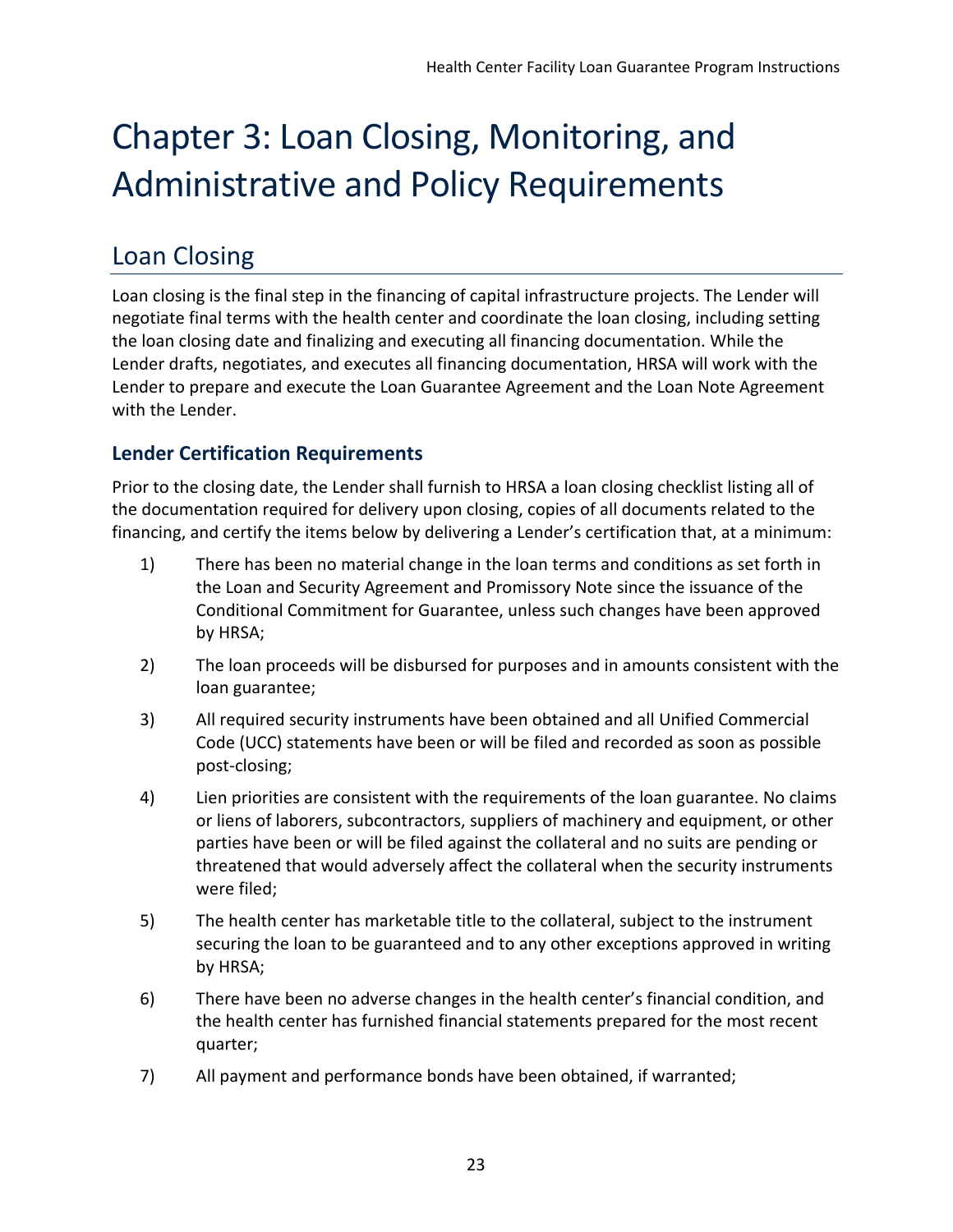# Chapter 3: Loan Closing, Monitoring, and Administrative and Policy Requirements

## Loan Closing

Loan closing is the final step in the financing of capital infrastructure projects. The Lender will negotiate final terms with the health center and coordinate the loan closing, including setting the loan closing date and finalizing and executing all financing documentation. While the Lender drafts, negotiates, and executes all financing documentation, HRSA will work with the Lender to prepare and execute the Loan Guarantee Agreement and the Loan Note Agreement with the Lender.

### Lender Certification Requirements

Prior to the closing date, the Lender shall furnish to HRSA a loan closing checklist listing all of the documentation required for delivery upon closing, copies of all documents related to the financing, and certify the items below by delivering a Lender's certification that, at a minimum:

1) There has been no material change in the loan terms and conditions as set forth in the Loan and Security Agreement and Promissory Note since the issuance of the Conditional Commitment for Guarantee, unless such changes have been approved by HRSA;
2) The loan proceeds will be disbursed for purposes and in amounts consistent with the loan guarantee;
3) All required security instruments have been obtained and all Unified Commercial Code (UCC) statements have been or will be filed and recorded as soon as possible post-closing;
4) Lien priorities are consistent with the requirements of the loan guarantee. No claims or liens of laborers, subcontractors, suppliers of machinery and equipment, or other parties have been or will be filed against the collateral and no suits are pending or threatened that would adversely affect the collateral when the security instruments were filed;
5) The health center has marketable title to the collateral, subject to the instrument securing the loan to be guaranteed and to any other exceptions approved in writing by HRSA;
6) There have been no adverse changes in the health center's financial condition, and the health center has furnished financial statements prepared for the most recent quarter;
7) All payment and performance bonds have been obtained, if warranted;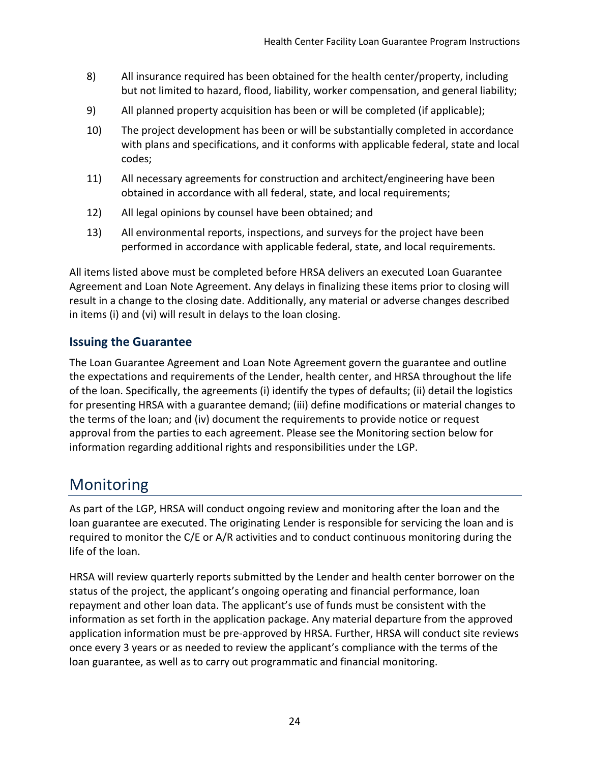8) All insurance required has been obtained for the health center/property, including but not limited to hazard, flood, liability, worker compensation, and general liability;

9) All planned property acquisition has been or will be completed (if applicable);

10) The project development has been or will be substantially completed in accordance with plans and specifications, and it conforms with applicable federal, state and local codes;

11) All necessary agreements for construction and architect/engineering have been obtained in accordance with all federal, state, and local requirements;

12) All legal opinions by counsel have been obtained; and

13) All environmental reports, inspections, and surveys for the project have been performed in accordance with applicable federal, state, and local requirements.

All items listed above must be completed before HRSA delivers an executed Loan Guarantee Agreement and Loan Note Agreement. Any delays in finalizing these items prior to closing will result in a change to the closing date. Additionally, any material or adverse changes described in items (i) and (vi) will result in delays to the loan closing.

### Issuing the Guarantee

The Loan Guarantee Agreement and Loan Note Agreement govern the guarantee and outline the expectations and requirements of the Lender, health center, and HRSA throughout the life of the loan. Specifically, the agreements (i) identify the types of defaults; (ii) detail the logistics for presenting HRSA with a guarantee demand; (iii) define modifications or material changes to the terms of the loan; and (iv) document the requirements to provide notice or request approval from the parties to each agreement. Please see the Monitoring section below for information regarding additional rights and responsibilities under the LGP.

## Monitoring

As part of the LGP, HRSA will conduct ongoing review and monitoring after the loan and the loan guarantee are executed. The originating Lender is responsible for servicing the loan and is required to monitor the C/E or A/R activities and to conduct continuous monitoring during the life of the loan.

HRSA will review quarterly reports submitted by the Lender and health center borrower on the status of the project, the applicant's ongoing operating and financial performance, loan repayment and other loan data. The applicant's use of funds must be consistent with the information as set forth in the application package. Any material departure from the approved application information must be pre-approved by HRSA. Further, HRSA will conduct site reviews once every 3 years or as needed to review the applicant's compliance with the terms of the loan guarantee, as well as to carry out programmatic and financial monitoring.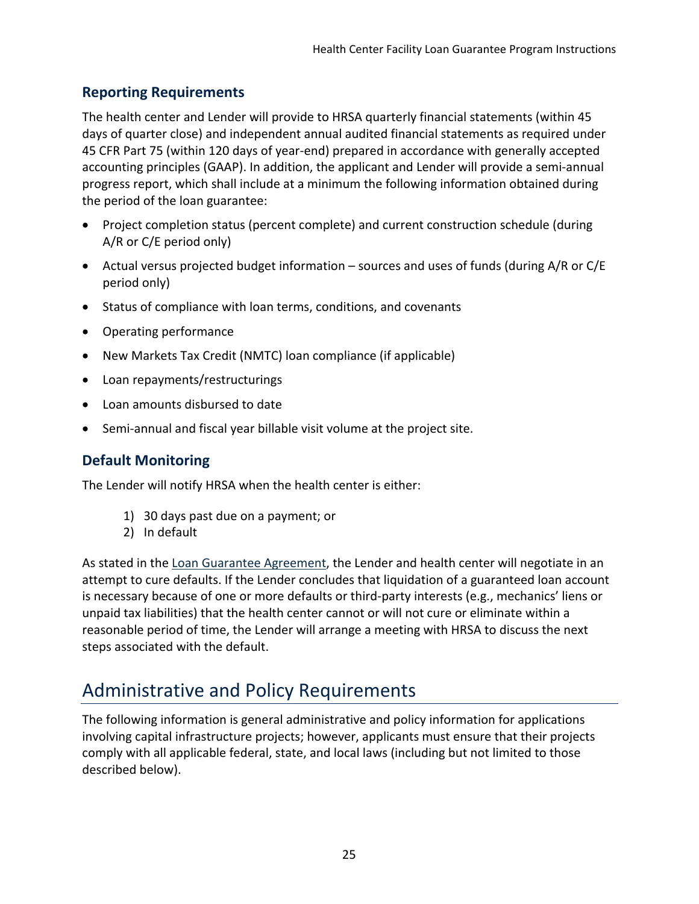### Reporting Requirements

The health center and Lender will provide to HRSA quarterly financial statements (within 45 days of quarter close) and independent annual audited financial statements as required under 45 CFR Part 75 (within 120 days of year-end) prepared in accordance with generally accepted accounting principles (GAAP). In addition, the applicant and Lender will provide a semi-annual progress report, which shall include at a minimum the following information obtained during the period of the loan guarantee:

- Project completion status (percent complete) and current construction schedule (during A/R or C/E period only)
- Actual versus projected budget information – sources and uses of funds (during A/R or C/E period only)
- Status of compliance with loan terms, conditions, and covenants
- Operating performance
- New Markets Tax Credit (NMTC) loan compliance (if applicable)
- Loan repayments/restructurings
- Loan amounts disbursed to date
- Semi-annual and fiscal year billable visit volume at the project site.

### Default Monitoring

The Lender will notify HRSA when the health center is either:

1) 30 days past due on a payment; or
2) In default

As stated in the Loan Guarantee Agreement, the Lender and health center will negotiate in an attempt to cure defaults. If the Lender concludes that liquidation of a guaranteed loan account is necessary because of one or more defaults or third-party interests (e.g., mechanics' liens or unpaid tax liabilities) that the health center cannot or will not cure or eliminate within a reasonable period of time, the Lender will arrange a meeting with HRSA to discuss the next steps associated with the default.

## Administrative and Policy Requirements

The following information is general administrative and policy information for applications involving capital infrastructure projects; however, applicants must ensure that their projects comply with all applicable federal, state, and local laws (including but not limited to those described below).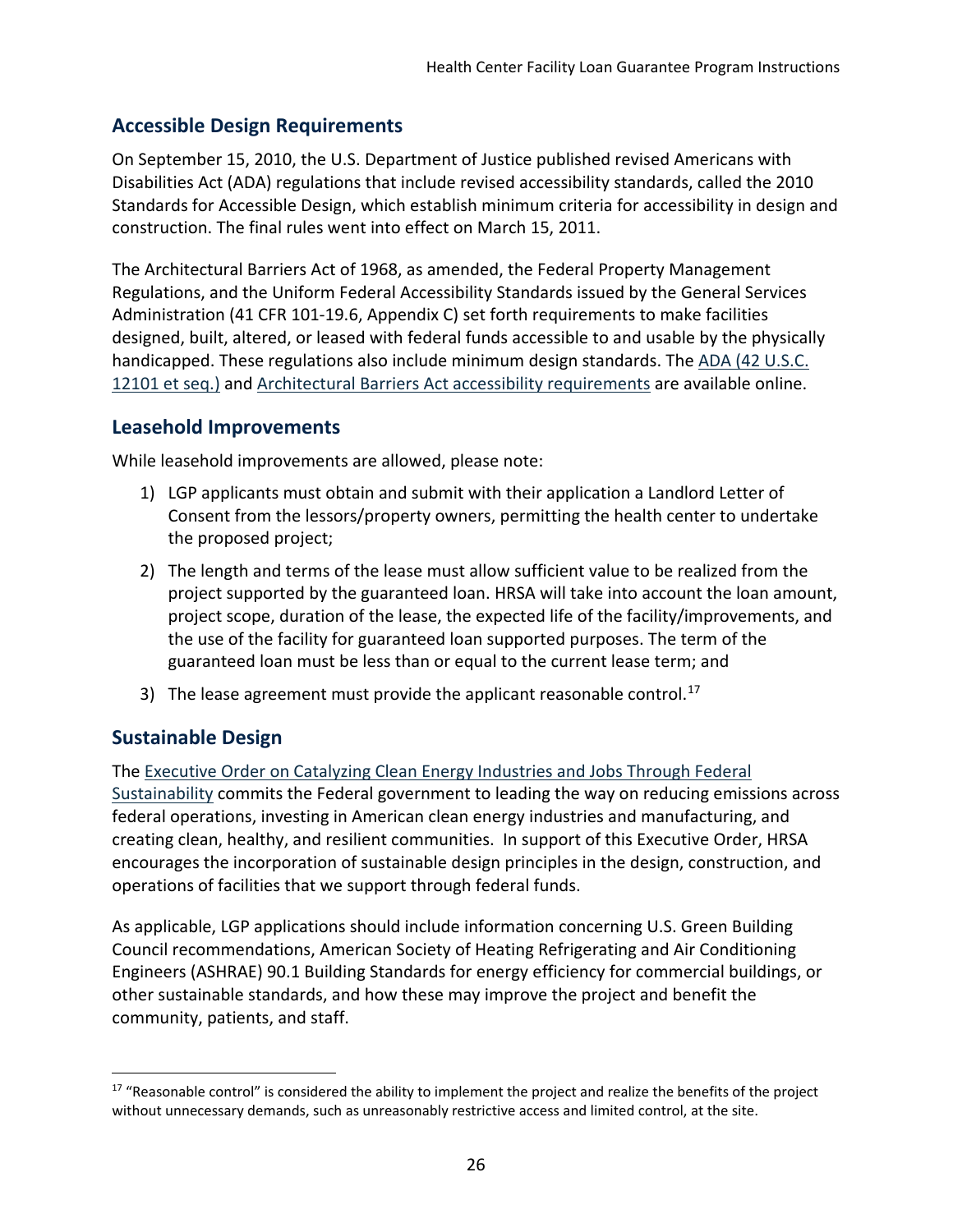## Accessible Design Requirements

On September 15, 2010, the U.S. Department of Justice published revised Americans with Disabilities Act (ADA) regulations that include revised accessibility standards, called the 2010 Standards for Accessible Design, which establish minimum criteria for accessibility in design and construction. The final rules went into effect on March 15, 2011.

The Architectural Barriers Act of 1968, as amended, the Federal Property Management Regulations, and the Uniform Federal Accessibility Standards issued by the General Services Administration (41 CFR 101-19.6, Appendix C) set forth requirements to make facilities designed, built, altered, or leased with federal funds accessible to and usable by the physically handicapped. These regulations also include minimum design standards. The ADA (42 U.S.C. 12101 et seq.) and Architectural Barriers Act accessibility requirements are available online.

## Leasehold Improvements

While leasehold improvements are allowed, please note:

1) LGP applicants must obtain and submit with their application a Landlord Letter of Consent from the lessors/property owners, permitting the health center to undertake the proposed project;
2) The length and terms of the lease must allow sufficient value to be realized from the project supported by the guaranteed loan. HRSA will take into account the loan amount, project scope, duration of the lease, the expected life of the facility/improvements, and the use of the facility for guaranteed loan supported purposes. The term of the guaranteed loan must be less than or equal to the current lease term; and
3) The lease agreement must provide the applicant reasonable control.[17]

## Sustainable Design

The Executive Order on Catalyzing Clean Energy Industries and Jobs Through Federal Sustainability commits the Federal government to leading the way on reducing emissions across federal operations, investing in American clean energy industries and manufacturing, and creating clean, healthy, and resilient communities. In support of this Executive Order, HRSA encourages the incorporation of sustainable design principles in the design, construction, and operations of facilities that we support through federal funds.

As applicable, LGP applications should include information concerning U.S. Green Building Council recommendations, American Society of Heating Refrigerating and Air Conditioning Engineers (ASHRAE) 90.1 Building Standards for energy efficiency for commercial buildings, or other sustainable standards, and how these may improve the project and benefit the community, patients, and staff.

[17] "Reasonable control" is considered the ability to implement the project and realize the benefits of the project without unnecessary demands, such as unreasonably restrictive access and limited control, at the site.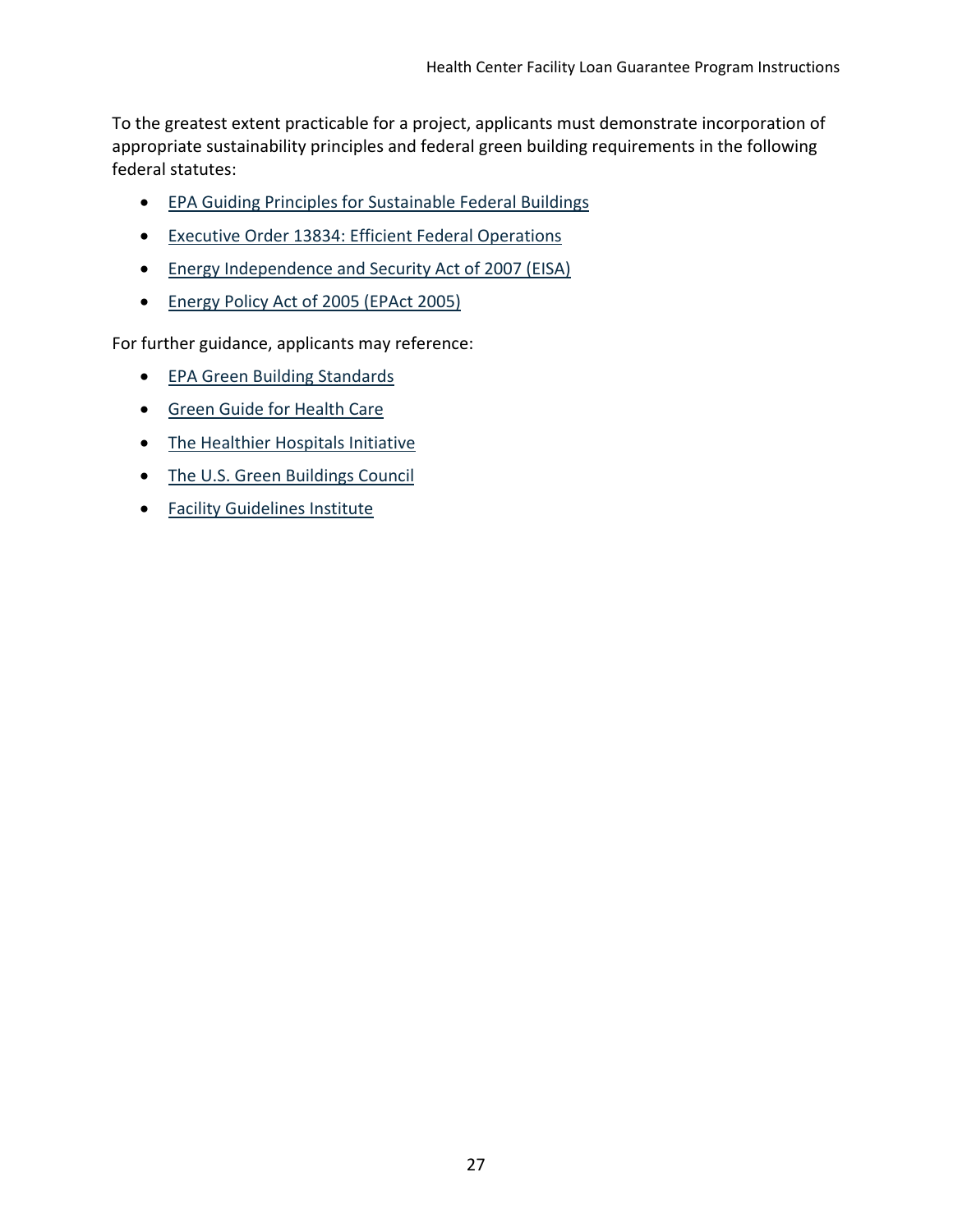To the greatest extent practicable for a project, applicants must demonstrate incorporation of appropriate sustainability principles and federal green building requirements in the following federal statutes:

- EPA Guiding Principles for Sustainable Federal Buildings
- Executive Order 13834: Efficient Federal Operations
- Energy Independence and Security Act of 2007 (EISA)
- Energy Policy Act of 2005 (EPAct 2005)

For further guidance, applicants may reference:

- EPA Green Building Standards
- Green Guide for Health Care
- The Healthier Hospitals Initiative
- The U.S. Green Buildings Council
- Facility Guidelines Institute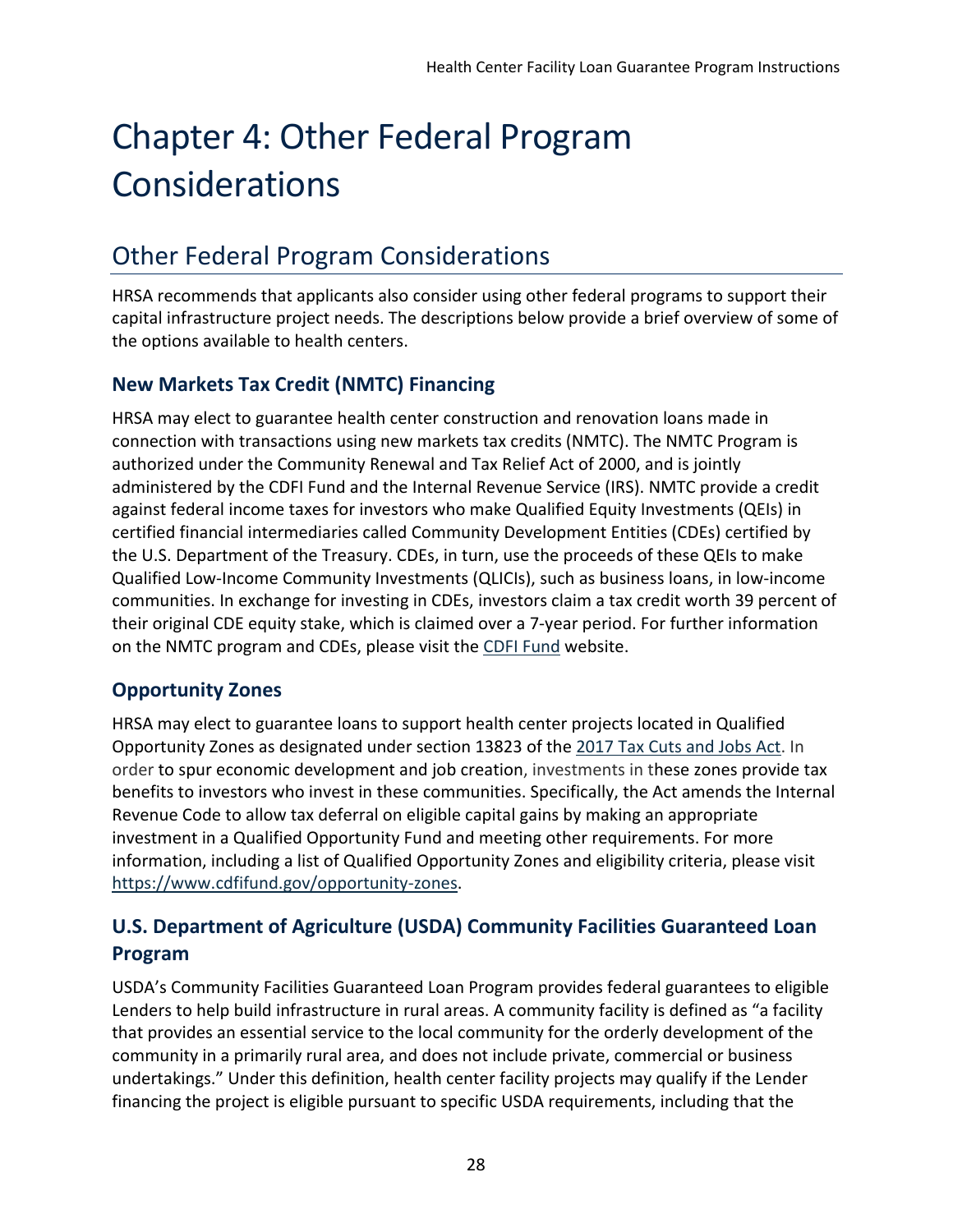# Chapter 4: Other Federal Program Considerations

## Other Federal Program Considerations

HRSA recommends that applicants also consider using other federal programs to support their capital infrastructure project needs. The descriptions below provide a brief overview of some of the options available to health centers.

### New Markets Tax Credit (NMTC) Financing

HRSA may elect to guarantee health center construction and renovation loans made in connection with transactions using new markets tax credits (NMTC). The NMTC Program is authorized under the Community Renewal and Tax Relief Act of 2000, and is jointly administered by the CDFI Fund and the Internal Revenue Service (IRS). NMTC provide a credit against federal income taxes for investors who make Qualified Equity Investments (QEIs) in certified financial intermediaries called Community Development Entities (CDEs) certified by the U.S. Department of the Treasury. CDEs, in turn, use the proceeds of these QEIs to make Qualified Low-Income Community Investments (QLICIs), such as business loans, in low-income communities. In exchange for investing in CDEs, investors claim a tax credit worth 39 percent of their original CDE equity stake, which is claimed over a 7-year period. For further information on the NMTC program and CDEs, please visit the CDFI Fund website.

### Opportunity Zones

HRSA may elect to guarantee loans to support health center projects located in Qualified Opportunity Zones as designated under section 13823 of the 2017 Tax Cuts and Jobs Act. In order to spur economic development and job creation, investments in these zones provide tax benefits to investors who invest in these communities. Specifically, the Act amends the Internal Revenue Code to allow tax deferral on eligible capital gains by making an appropriate investment in a Qualified Opportunity Fund and meeting other requirements. For more information, including a list of Qualified Opportunity Zones and eligibility criteria, please visit https://www.cdfifund.gov/opportunity-zones.

### U.S. Department of Agriculture (USDA) Community Facilities Guaranteed Loan Program

USDA's Community Facilities Guaranteed Loan Program provides federal guarantees to eligible Lenders to help build infrastructure in rural areas. A community facility is defined as "a facility that provides an essential service to the local community for the orderly development of the community in a primarily rural area, and does not include private, commercial or business undertakings." Under this definition, health center facility projects may qualify if the Lender financing the project is eligible pursuant to specific USDA requirements, including that the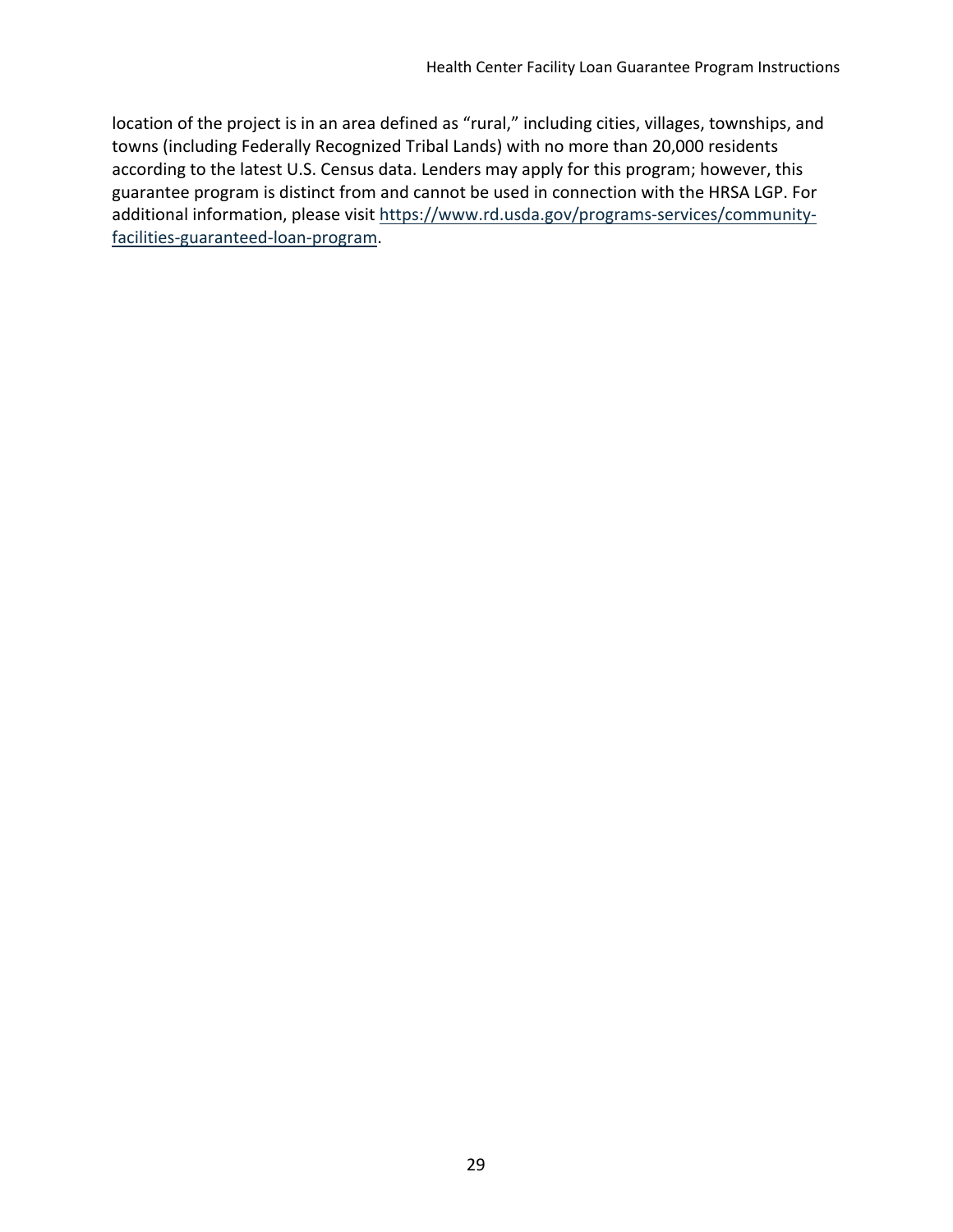location of the project is in an area defined as "rural," including cities, villages, townships, and towns (including Federally Recognized Tribal Lands) with no more than 20,000 residents according to the latest U.S. Census data. Lenders may apply for this program; however, this guarantee program is distinct from and cannot be used in connection with the HRSA LGP. For additional information, please visit [https://www.rd.usda.gov/programs-services/community-facilities-guaranteed-loan-program](https://www.rd.usda.gov/programs-services/community-facilities-guaranteed-loan-program).